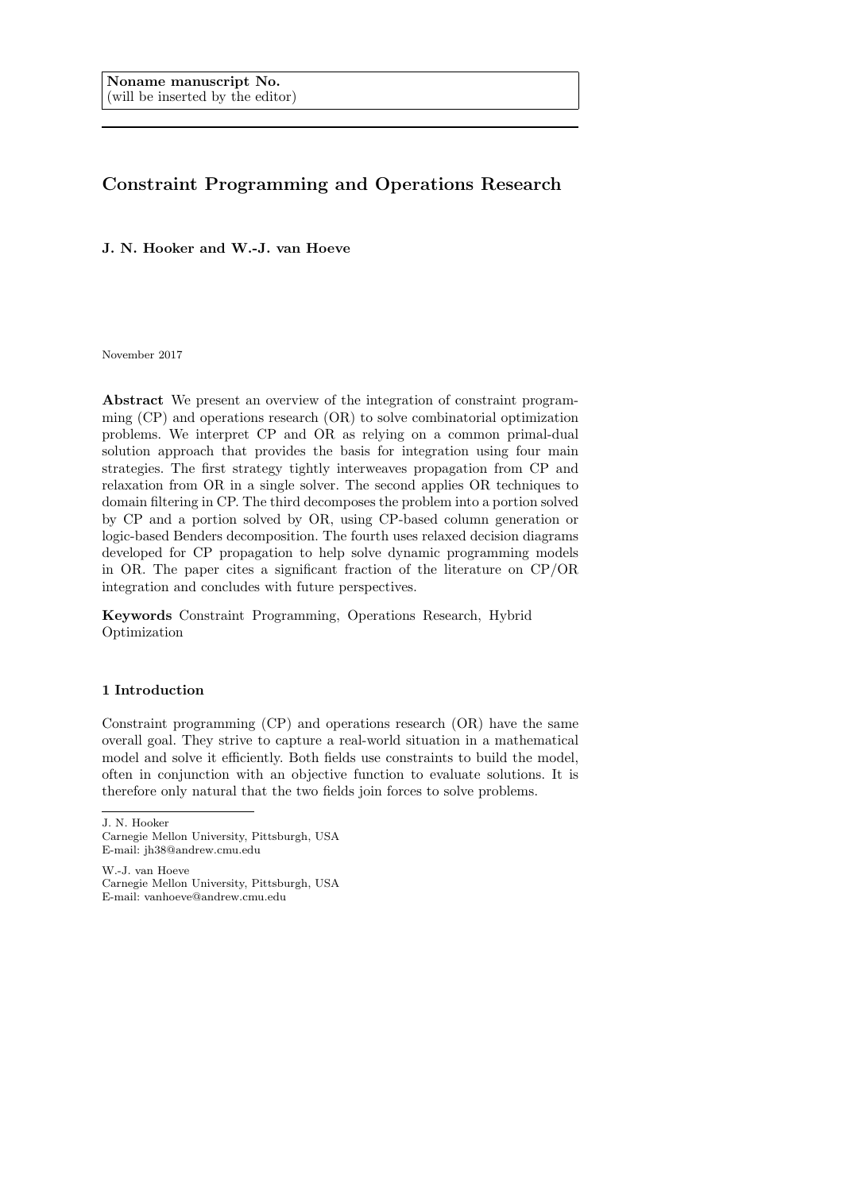**Noname manuscript No.**
(will be inserted by the editor)

# Constraint Programming and Operations Research

**J. N. Hooker and W.-J. van Hoeve**

November 2017

**Abstract** We present an overview of the integration of constraint programming (CP) and operations research (OR) to solve combinatorial optimization problems. We interpret CP and OR as relying on a common primal-dual solution approach that provides the basis for integration using four main strategies. The first strategy tightly interweaves propagation from CP and relaxation from OR in a single solver. The second applies OR techniques to domain filtering in CP. The third decomposes the problem into a portion solved by CP and a portion solved by OR, using CP-based column generation or logic-based Benders decomposition. The fourth uses relaxed decision diagrams developed for CP propagation to help solve dynamic programming models in OR. The paper cites a significant fraction of the literature on CP/OR integration and concludes with future perspectives.

**Keywords** Constraint Programming, Operations Research, Hybrid Optimization

## 1 Introduction

Constraint programming (CP) and operations research (OR) have the same overall goal. They strive to capture a real-world situation in a mathematical model and solve it efficiently. Both fields use constraints to build the model, often in conjunction with an objective function to evaluate solutions. It is therefore only natural that the two fields join forces to solve problems.

J. N. Hooker
Carnegie Mellon University, Pittsburgh, USA
E-mail: jh38@andrew.cmu.edu

W.-J. van Hoeve
Carnegie Mellon University, Pittsburgh, USA
E-mail: vanhoeve@andrew.cmu.edu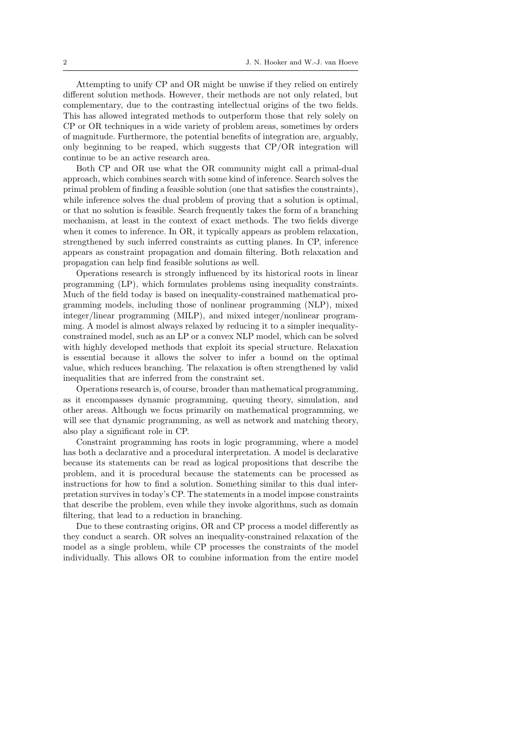Attempting to unify CP and OR might be unwise if they relied on entirely different solution methods. However, their methods are not only related, but complementary, due to the contrasting intellectual origins of the two fields. This has allowed integrated methods to outperform those that rely solely on CP or OR techniques in a wide variety of problem areas, sometimes by orders of magnitude. Furthermore, the potential benefits of integration are, arguably, only beginning to be reaped, which suggests that CP/OR integration will continue to be an active research area.

Both CP and OR use what the OR community might call a primal-dual approach, which combines search with some kind of inference. Search solves the primal problem of finding a feasible solution (one that satisfies the constraints), while inference solves the dual problem of proving that a solution is optimal, or that no solution is feasible. Search frequently takes the form of a branching mechanism, at least in the context of exact methods. The two fields diverge when it comes to inference. In OR, it typically appears as problem relaxation, strengthened by such inferred constraints as cutting planes. In CP, inference appears as constraint propagation and domain filtering. Both relaxation and propagation can help find feasible solutions as well.

Operations research is strongly influenced by its historical roots in linear programming (LP), which formulates problems using inequality constraints. Much of the field today is based on inequality-constrained mathematical programming models, including those of nonlinear programming (NLP), mixed integer/linear programming (MILP), and mixed integer/nonlinear programming. A model is almost always relaxed by reducing it to a simpler inequality-constrained model, such as an LP or a convex NLP model, which can be solved with highly developed methods that exploit its special structure. Relaxation is essential because it allows the solver to infer a bound on the optimal value, which reduces branching. The relaxation is often strengthened by valid inequalities that are inferred from the constraint set.

Operations research is, of course, broader than mathematical programming, as it encompasses dynamic programming, queuing theory, simulation, and other areas. Although we focus primarily on mathematical programming, we will see that dynamic programming, as well as network and matching theory, also play a significant role in CP.

Constraint programming has roots in logic programming, where a model has both a declarative and a procedural interpretation. A model is declarative because its statements can be read as logical propositions that describe the problem, and it is procedural because the statements can be processed as instructions for how to find a solution. Something similar to this dual interpretation survives in today's CP. The statements in a model impose constraints that describe the problem, even while they invoke algorithms, such as domain filtering, that lead to a reduction in branching.

Due to these contrasting origins, OR and CP process a model differently as they conduct a search. OR solves an inequality-constrained relaxation of the model as a single problem, while CP processes the constraints of the model individually. This allows OR to combine information from the entire model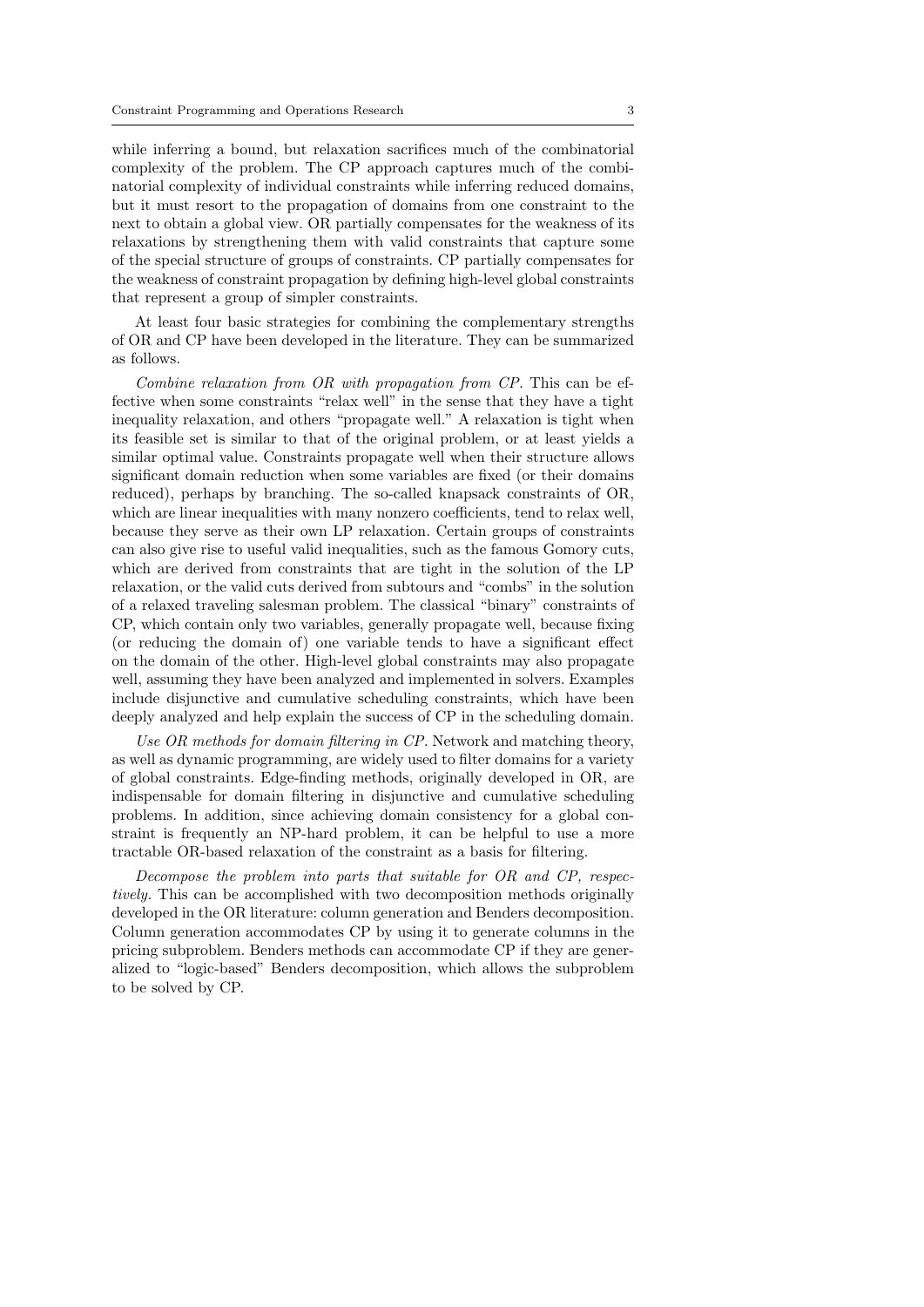while inferring a bound, but relaxation sacrifices much of the combinatorial complexity of the problem. The CP approach captures much of the combinatorial complexity of individual constraints while inferring reduced domains, but it must resort to the propagation of domains from one constraint to the next to obtain a global view. OR partially compensates for the weakness of its relaxations by strengthening them with valid constraints that capture some of the special structure of groups of constraints. CP partially compensates for the weakness of constraint propagation by defining high-level global constraints that represent a group of simpler constraints.

At least four basic strategies for combining the complementary strengths of OR and CP have been developed in the literature. They can be summarized as follows.

*Combine relaxation from OR with propagation from CP.* This can be effective when some constraints "relax well" in the sense that they have a tight inequality relaxation, and others "propagate well." A relaxation is tight when its feasible set is similar to that of the original problem, or at least yields a similar optimal value. Constraints propagate well when their structure allows significant domain reduction when some variables are fixed (or their domains reduced), perhaps by branching. The so-called knapsack constraints of OR, which are linear inequalities with many nonzero coefficients, tend to relax well, because they serve as their own LP relaxation. Certain groups of constraints can also give rise to useful valid inequalities, such as the famous Gomory cuts, which are derived from constraints that are tight in the solution of the LP relaxation, or the valid cuts derived from subtours and "combs" in the solution of a relaxed traveling salesman problem. The classical "binary" constraints of CP, which contain only two variables, generally propagate well, because fixing (or reducing the domain of) one variable tends to have a significant effect on the domain of the other. High-level global constraints may also propagate well, assuming they have been analyzed and implemented in solvers. Examples include disjunctive and cumulative scheduling constraints, which have been deeply analyzed and help explain the success of CP in the scheduling domain.

*Use OR methods for domain filtering in CP.* Network and matching theory, as well as dynamic programming, are widely used to filter domains for a variety of global constraints. Edge-finding methods, originally developed in OR, are indispensable for domain filtering in disjunctive and cumulative scheduling problems. In addition, since achieving domain consistency for a global constraint is frequently an NP-hard problem, it can be helpful to use a more tractable OR-based relaxation of the constraint as a basis for filtering.

*Decompose the problem into parts that suitable for OR and CP, respectively.* This can be accomplished with two decomposition methods originally developed in the OR literature: column generation and Benders decomposition. Column generation accommodates CP by using it to generate columns in the pricing subproblem. Benders methods can accommodate CP if they are generalized to "logic-based" Benders decomposition, which allows the subproblem to be solved by CP.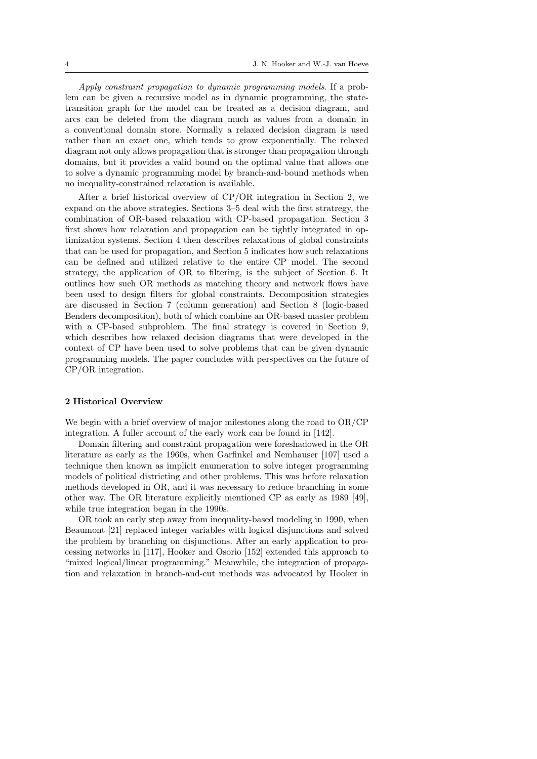*Apply constraint propagation to dynamic programming models*. If a problem can be given a recursive model as in dynamic programming, the state-transition graph for the model can be treated as a decision diagram, and arcs can be deleted from the diagram much as values from a domain in a conventional domain store. Normally a relaxed decision diagram is used rather than an exact one, which tends to grow exponentially. The relaxed diagram not only allows propagation that is stronger than propagation through domains, but it provides a valid bound on the optimal value that allows one to solve a dynamic programming model by branch-and-bound methods when no inequality-constrained relaxation is available.

After a brief historical overview of CP/OR integration in Section 2, we expand on the above strategies. Sections 3–5 deal with the first stratregy, the combination of OR-based relaxation with CP-based propagation. Section 3 first shows how relaxation and propagation can be tightly integrated in optimization systems. Section 4 then describes relaxations of global constraints that can be used for propagation, and Section 5 indicates how such relaxations can be defined and utilized relative to the entire CP model. The second strategy, the application of OR to filtering, is the subject of Section 6. It outlines how such OR methods as matching theory and network flows have been used to design filters for global constraints. Decomposition strategies are discussed in Section 7 (column generation) and Section 8 (logic-based Benders decomposition), both of which combine an OR-based master problem with a CP-based subproblem. The final strategy is covered in Section 9, which describes how relaxed decision diagrams that were developed in the context of CP have been used to solve problems that can be given dynamic programming models. The paper concludes with perspectives on the future of CP/OR integration.

## 2 Historical Overview

We begin with a brief overview of major milestones along the road to OR/CP integration. A fuller account of the early work can be found in [142].

Domain filtering and constraint propagation were foreshadowed in the OR literature as early as the 1960s, when Garfinkel and Nemhauser [107] used a technique then known as implicit enumeration to solve integer programming models of political districting and other problems. This was before relaxation methods developed in OR, and it was necessary to reduce branching in some other way. The OR literature explicitly mentioned CP as early as 1989 [49], while true integration began in the 1990s.

OR took an early step away from inequality-based modeling in 1990, when Beaumont [21] replaced integer variables with logical disjunctions and solved the problem by branching on disjunctions. After an early application to processing networks in [117], Hooker and Osorio [152] extended this approach to "mixed logical/linear programming." Meanwhile, the integration of propagation and relaxation in branch-and-cut methods was advocated by Hooker in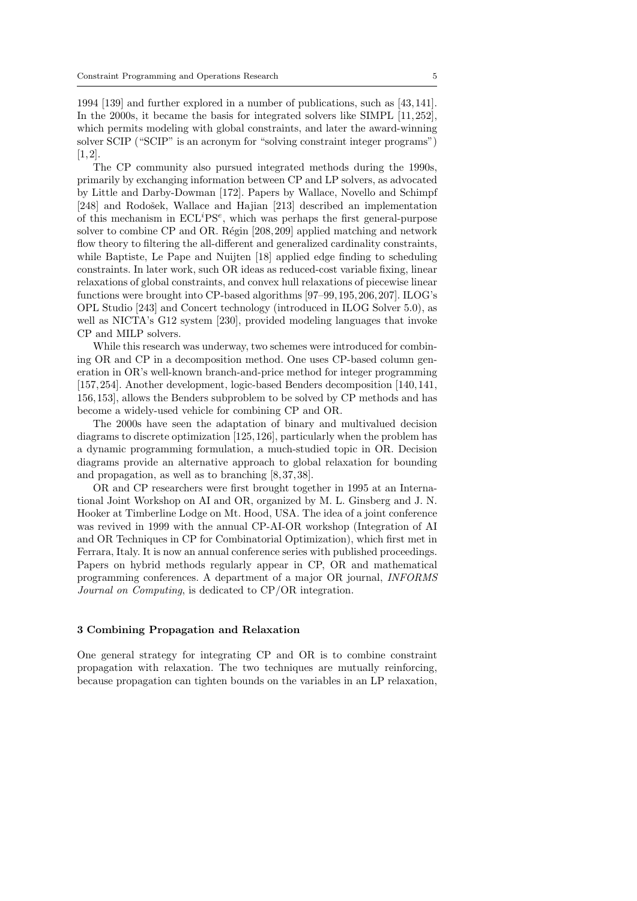1994 [139] and further explored in a number of publications, such as [43, 141]. In the 2000s, it became the basis for integrated solvers like SIMPL [11, 252], which permits modeling with global constraints, and later the award-winning solver SCIP ("SCIP" is an acronym for "solving constraint integer programs") [1, 2].

The CP community also pursued integrated methods during the 1990s, primarily by exchanging information between CP and LP solvers, as advocated by Little and Darby-Dowman [172]. Papers by Wallace, Novello and Schimpf [248] and Rodošek, Wallace and Hajian [213] described an implementation of this mechanism in ECL$^i$PS$^e$, which was perhaps the first general-purpose solver to combine CP and OR. Régin [208, 209] applied matching and network flow theory to filtering the all-different and generalized cardinality constraints, while Baptiste, Le Pape and Nuijten [18] applied edge finding to scheduling constraints. In later work, such OR ideas as reduced-cost variable fixing, linear relaxations of global constraints, and convex hull relaxations of piecewise linear functions were brought into CP-based algorithms [97–99, 195, 206, 207]. ILOG's OPL Studio [243] and Concert technology (introduced in ILOG Solver 5.0), as well as NICTA's G12 system [230], provided modeling languages that invoke CP and MILP solvers.

While this research was underway, two schemes were introduced for combining OR and CP in a decomposition method. One uses CP-based column generation in OR's well-known branch-and-price method for integer programming [157, 254]. Another development, logic-based Benders decomposition [140, 141, 156, 153], allows the Benders subproblem to be solved by CP methods and has become a widely-used vehicle for combining CP and OR.

The 2000s have seen the adaptation of binary and multivalued decision diagrams to discrete optimization [125, 126], particularly when the problem has a dynamic programming formulation, a much-studied topic in OR. Decision diagrams provide an alternative approach to global relaxation for bounding and propagation, as well as to branching [8, 37, 38].

OR and CP researchers were first brought together in 1995 at an International Joint Workshop on AI and OR, organized by M. L. Ginsberg and J. N. Hooker at Timberline Lodge on Mt. Hood, USA. The idea of a joint conference was revived in 1999 with the annual CP-AI-OR workshop (Integration of AI and OR Techniques in CP for Combinatorial Optimization), which first met in Ferrara, Italy. It is now an annual conference series with published proceedings. Papers on hybrid methods regularly appear in CP, OR and mathematical programming conferences. A department of a major OR journal, *INFORMS Journal on Computing*, is dedicated to CP/OR integration.

## 3 Combining Propagation and Relaxation

One general strategy for integrating CP and OR is to combine constraint propagation with relaxation. The two techniques are mutually reinforcing, because propagation can tighten bounds on the variables in an LP relaxation,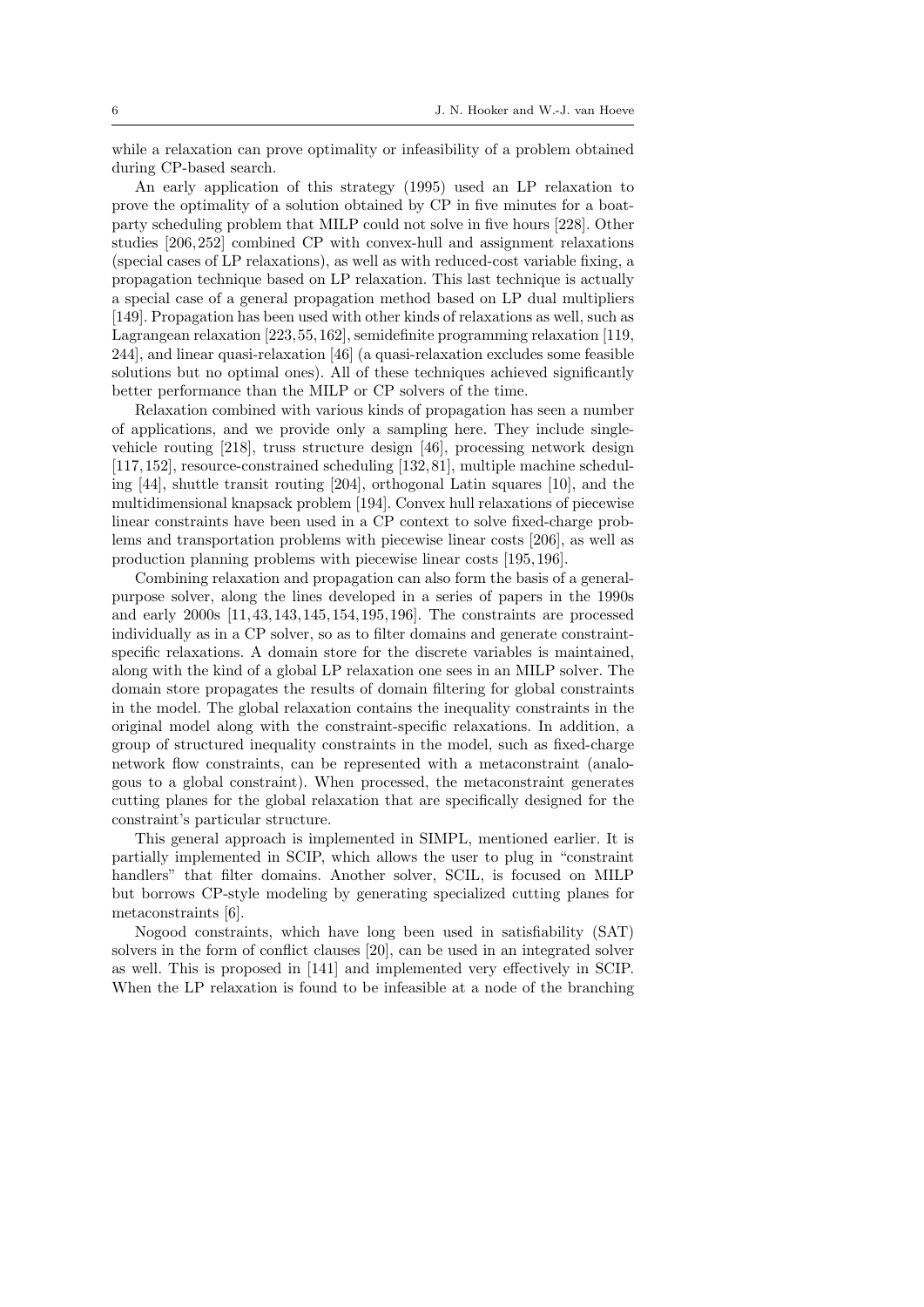while a relaxation can prove optimality or infeasibility of a problem obtained during CP-based search.

An early application of this strategy (1995) used an LP relaxation to prove the optimality of a solution obtained by CP in five minutes for a boat-party scheduling problem that MILP could not solve in five hours [228]. Other studies [206,252] combined CP with convex-hull and assignment relaxations (special cases of LP relaxations), as well as with reduced-cost variable fixing, a propagation technique based on LP relaxation. This last technique is actually a special case of a general propagation method based on LP dual multipliers [149]. Propagation has been used with other kinds of relaxations as well, such as Lagrangean relaxation [223,55,162], semidefinite programming relaxation [119, 244], and linear quasi-relaxation [46] (a quasi-relaxation excludes some feasible solutions but no optimal ones). All of these techniques achieved significantly better performance than the MILP or CP solvers of the time.

Relaxation combined with various kinds of propagation has seen a number of applications, and we provide only a sampling here. They include single-vehicle routing [218], truss structure design [46], processing network design [117,152], resource-constrained scheduling [132,81], multiple machine scheduling [44], shuttle transit routing [204], orthogonal Latin squares [10], and the multidimensional knapsack problem [194]. Convex hull relaxations of piecewise linear constraints have been used in a CP context to solve fixed-charge problems and transportation problems with piecewise linear costs [206], as well as production planning problems with piecewise linear costs [195,196].

Combining relaxation and propagation can also form the basis of a general-purpose solver, along the lines developed in a series of papers in the 1990s and early 2000s [11,43,143,145,154,195,196]. The constraints are processed individually as in a CP solver, so as to filter domains and generate constraint-specific relaxations. A domain store for the discrete variables is maintained, along with the kind of a global LP relaxation one sees in an MILP solver. The domain store propagates the results of domain filtering for global constraints in the model. The global relaxation contains the inequality constraints in the original model along with the constraint-specific relaxations. In addition, a group of structured inequality constraints in the model, such as fixed-charge network flow constraints, can be represented with a metaconstraint (analogous to a global constraint). When processed, the metaconstraint generates cutting planes for the global relaxation that are specifically designed for the constraint's particular structure.

This general approach is implemented in SIMPL, mentioned earlier. It is partially implemented in SCIP, which allows the user to plug in "constraint handlers" that filter domains. Another solver, SCIL, is focused on MILP but borrows CP-style modeling by generating specialized cutting planes for metaconstraints [6].

Nogood constraints, which have long been used in satisfiability (SAT) solvers in the form of conflict clauses [20], can be used in an integrated solver as well. This is proposed in [141] and implemented very effectively in SCIP. When the LP relaxation is found to be infeasible at a node of the branching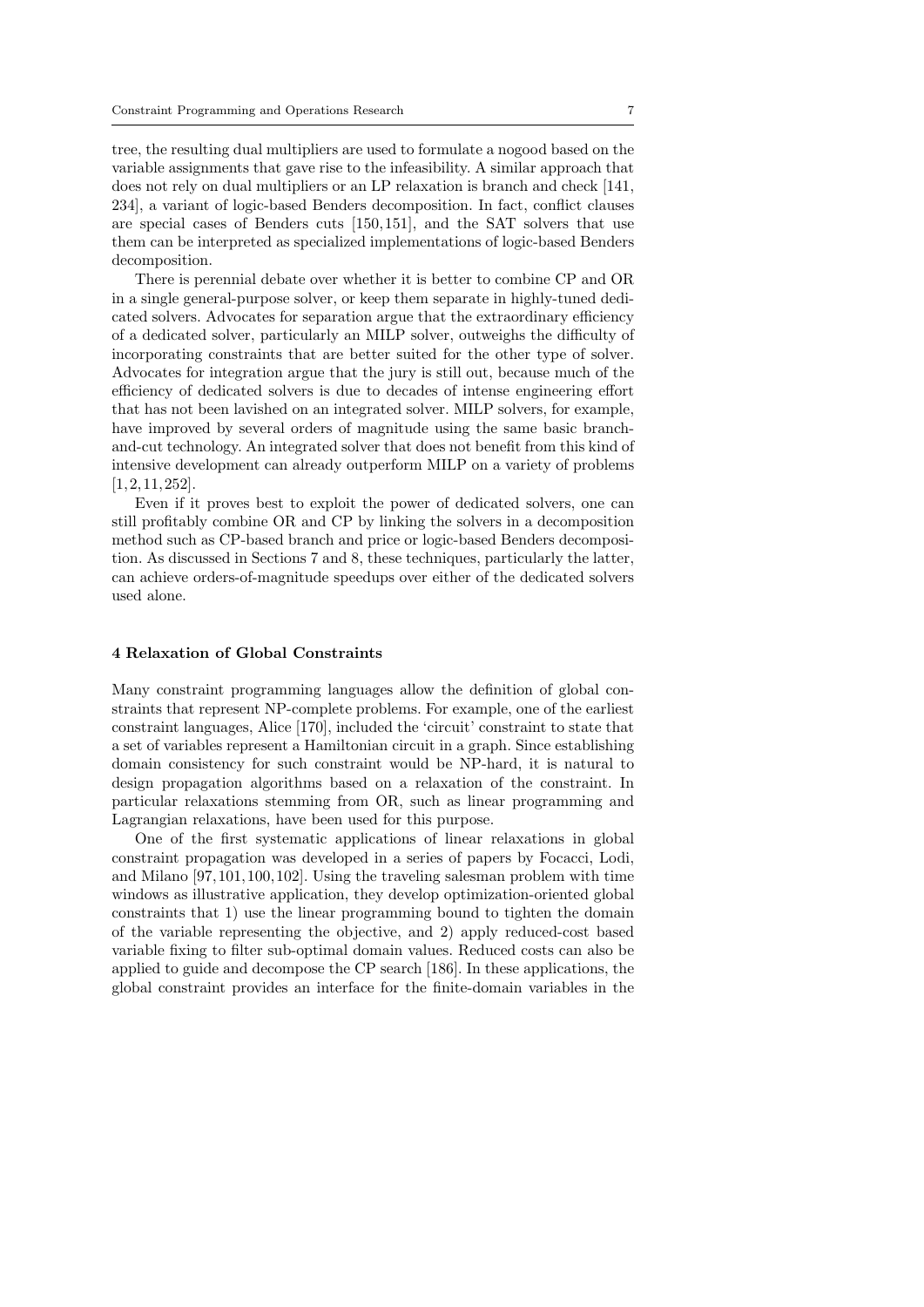tree, the resulting dual multipliers are used to formulate a nogood based on the variable assignments that gave rise to the infeasibility. A similar approach that does not rely on dual multipliers or an LP relaxation is branch and check [141, 234], a variant of logic-based Benders decomposition. In fact, conflict clauses are special cases of Benders cuts [150,151], and the SAT solvers that use them can be interpreted as specialized implementations of logic-based Benders decomposition.

There is perennial debate over whether it is better to combine CP and OR in a single general-purpose solver, or keep them separate in highly-tuned dedicated solvers. Advocates for separation argue that the extraordinary efficiency of a dedicated solver, particularly an MILP solver, outweighs the difficulty of incorporating constraints that are better suited for the other type of solver. Advocates for integration argue that the jury is still out, because much of the efficiency of dedicated solvers is due to decades of intense engineering effort that has not been lavished on an integrated solver. MILP solvers, for example, have improved by several orders of magnitude using the same basic branch-and-cut technology. An integrated solver that does not benefit from this kind of intensive development can already outperform MILP on a variety of problems [1, 2, 11, 252].

Even if it proves best to exploit the power of dedicated solvers, one can still profitably combine OR and CP by linking the solvers in a decomposition method such as CP-based branch and price or logic-based Benders decomposition. As discussed in Sections 7 and 8, these techniques, particularly the latter, can achieve orders-of-magnitude speedups over either of the dedicated solvers used alone.

## 4 Relaxation of Global Constraints

Many constraint programming languages allow the definition of global constraints that represent NP-complete problems. For example, one of the earliest constraint languages, Alice [170], included the 'circuit' constraint to state that a set of variables represent a Hamiltonian circuit in a graph. Since establishing domain consistency for such constraint would be NP-hard, it is natural to design propagation algorithms based on a relaxation of the constraint. In particular relaxations stemming from OR, such as linear programming and Lagrangian relaxations, have been used for this purpose.

One of the first systematic applications of linear relaxations in global constraint propagation was developed in a series of papers by Focacci, Lodi, and Milano [97, 101, 100, 102]. Using the traveling salesman problem with time windows as illustrative application, they develop optimization-oriented global constraints that 1) use the linear programming bound to tighten the domain of the variable representing the objective, and 2) apply reduced-cost based variable fixing to filter sub-optimal domain values. Reduced costs can also be applied to guide and decompose the CP search [186]. In these applications, the global constraint provides an interface for the finite-domain variables in the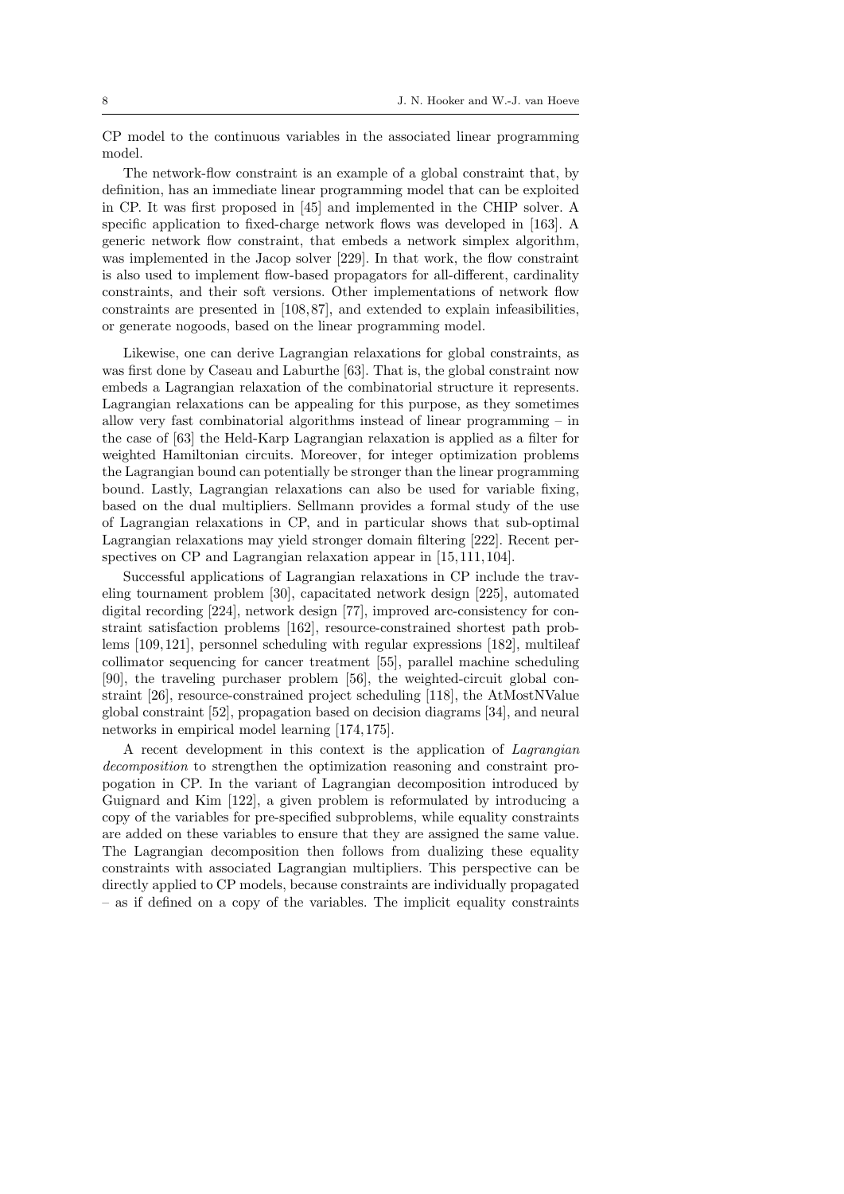CP model to the continuous variables in the associated linear programming model.

The network-flow constraint is an example of a global constraint that, by definition, has an immediate linear programming model that can be exploited in CP. It was first proposed in [45] and implemented in the CHIP solver. A specific application to fixed-charge network flows was developed in [163]. A generic network flow constraint, that embeds a network simplex algorithm, was implemented in the Jacop solver [229]. In that work, the flow constraint is also used to implement flow-based propagators for all-different, cardinality constraints, and their soft versions. Other implementations of network flow constraints are presented in [108,87], and extended to explain infeasibilities, or generate nogoods, based on the linear programming model.

Likewise, one can derive Lagrangian relaxations for global constraints, as was first done by Caseau and Laburthe [63]. That is, the global constraint now embeds a Lagrangian relaxation of the combinatorial structure it represents. Lagrangian relaxations can be appealing for this purpose, as they sometimes allow very fast combinatorial algorithms instead of linear programming – in the case of [63] the Held-Karp Lagrangian relaxation is applied as a filter for weighted Hamiltonian circuits. Moreover, for integer optimization problems the Lagrangian bound can potentially be stronger than the linear programming bound. Lastly, Lagrangian relaxations can also be used for variable fixing, based on the dual multipliers. Sellmann provides a formal study of the use of Lagrangian relaxations in CP, and in particular shows that sub-optimal Lagrangian relaxations may yield stronger domain filtering [222]. Recent perspectives on CP and Lagrangian relaxation appear in [15,111,104].

Successful applications of Lagrangian relaxations in CP include the traveling tournament problem [30], capacitated network design [225], automated digital recording [224], network design [77], improved arc-consistency for constraint satisfaction problems [162], resource-constrained shortest path problems [109,121], personnel scheduling with regular expressions [182], multileaf collimator sequencing for cancer treatment [55], parallel machine scheduling [90], the traveling purchaser problem [56], the weighted-circuit global constraint [26], resource-constrained project scheduling [118], the AtMostNValue global constraint [52], propagation based on decision diagrams [34], and neural networks in empirical model learning [174,175].

A recent development in this context is the application of *Lagrangian decomposition* to strengthen the optimization reasoning and constraint propagation in CP. In the variant of Lagrangian decomposition introduced by Guignard and Kim [122], a given problem is reformulated by introducing a copy of the variables for pre-specified subproblems, while equality constraints are added on these variables to ensure that they are assigned the same value. The Lagrangian decomposition then follows from dualizing these equality constraints with associated Lagrangian multipliers. This perspective can be directly applied to CP models, because constraints are individually propagated – as if defined on a copy of the variables. The implicit equality constraints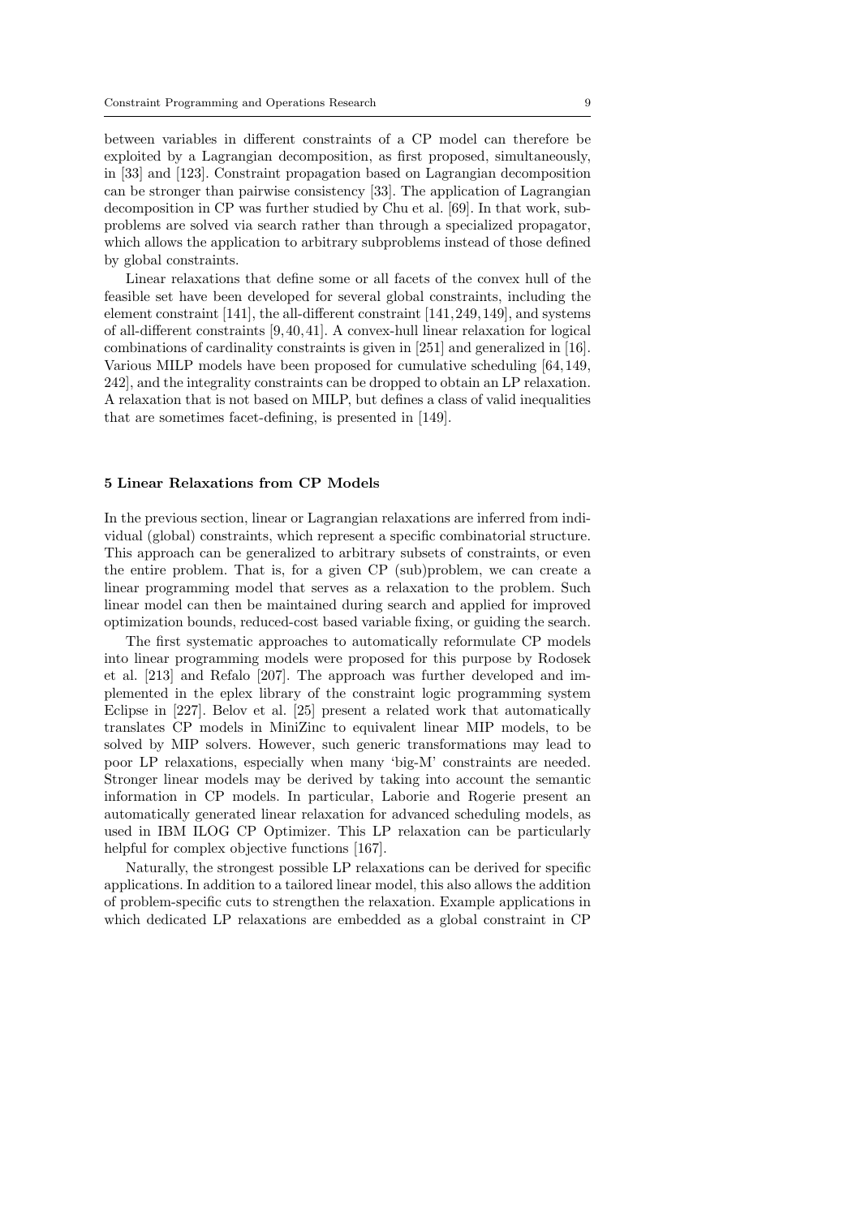between variables in different constraints of a CP model can therefore be exploited by a Lagrangian decomposition, as first proposed, simultaneously, in [33] and [123]. Constraint propagation based on Lagrangian decomposition can be stronger than pairwise consistency [33]. The application of Lagrangian decomposition in CP was further studied by Chu et al. [69]. In that work, subproblems are solved via search rather than through a specialized propagator, which allows the application to arbitrary subproblems instead of those defined by global constraints.

Linear relaxations that define some or all facets of the convex hull of the feasible set have been developed for several global constraints, including the element constraint [141], the all-different constraint [141, 249, 149], and systems of all-different constraints [9, 40, 41]. A convex-hull linear relaxation for logical combinations of cardinality constraints is given in [251] and generalized in [16]. Various MILP models have been proposed for cumulative scheduling [64, 149, 242], and the integrality constraints can be dropped to obtain an LP relaxation. A relaxation that is not based on MILP, but defines a class of valid inequalities that are sometimes facet-defining, is presented in [149].

## 5 Linear Relaxations from CP Models

In the previous section, linear or Lagrangian relaxations are inferred from individual (global) constraints, which represent a specific combinatorial structure. This approach can be generalized to arbitrary subsets of constraints, or even the entire problem. That is, for a given CP (sub)problem, we can create a linear programming model that serves as a relaxation to the problem. Such linear model can then be maintained during search and applied for improved optimization bounds, reduced-cost based variable fixing, or guiding the search.

The first systematic approaches to automatically reformulate CP models into linear programming models were proposed for this purpose by Rodosek et al. [213] and Refalo [207]. The approach was further developed and implemented in the eplex library of the constraint logic programming system Eclipse in [227]. Belov et al. [25] present a related work that automatically translates CP models in MiniZinc to equivalent linear MIP models, to be solved by MIP solvers. However, such generic transformations may lead to poor LP relaxations, especially when many 'big-M' constraints are needed. Stronger linear models may be derived by taking into account the semantic information in CP models. In particular, Laborie and Rogerie present an automatically generated linear relaxation for advanced scheduling models, as used in IBM ILOG CP Optimizer. This LP relaxation can be particularly helpful for complex objective functions [167].

Naturally, the strongest possible LP relaxations can be derived for specific applications. In addition to a tailored linear model, this also allows the addition of problem-specific cuts to strengthen the relaxation. Example applications in which dedicated LP relaxations are embedded as a global constraint in CP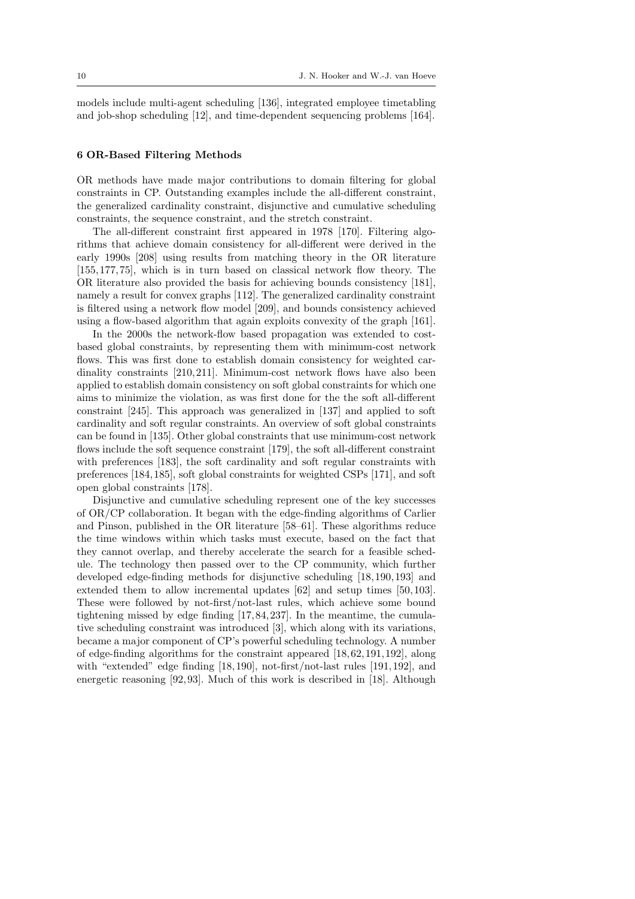models include multi-agent scheduling [136], integrated employee timetabling and job-shop scheduling [12], and time-dependent sequencing problems [164].

### 6 OR-Based Filtering Methods

OR methods have made major contributions to domain filtering for global constraints in CP. Outstanding examples include the all-different constraint, the generalized cardinality constraint, disjunctive and cumulative scheduling constraints, the sequence constraint, and the stretch constraint.

The all-different constraint first appeared in 1978 [170]. Filtering algorithms that achieve domain consistency for all-different were derived in the early 1990s [208] using results from matching theory in the OR literature [155, 177, 75], which is in turn based on classical network flow theory. The OR literature also provided the basis for achieving bounds consistency [181], namely a result for convex graphs [112]. The generalized cardinality constraint is filtered using a network flow model [209], and bounds consistency achieved using a flow-based algorithm that again exploits convexity of the graph [161].

In the 2000s the network-flow based propagation was extended to cost-based global constraints, by representing them with minimum-cost network flows. This was first done to establish domain consistency for weighted cardinality constraints [210, 211]. Minimum-cost network flows have also been applied to establish domain consistency on soft global constraints for which one aims to minimize the violation, as was first done for the the soft all-different constraint [245]. This approach was generalized in [137] and applied to soft cardinality and soft regular constraints. An overview of soft global constraints can be found in [135]. Other global constraints that use minimum-cost network flows include the soft sequence constraint [179], the soft all-different constraint with preferences [183], the soft cardinality and soft regular constraints with preferences [184, 185], soft global constraints for weighted CSPs [171], and soft open global constraints [178].

Disjunctive and cumulative scheduling represent one of the key successes of OR/CP collaboration. It began with the edge-finding algorithms of Carlier and Pinson, published in the OR literature [58–61]. These algorithms reduce the time windows within which tasks must execute, based on the fact that they cannot overlap, and thereby accelerate the search for a feasible schedule. The technology then passed over to the CP community, which further developed edge-finding methods for disjunctive scheduling [18, 190, 193] and extended them to allow incremental updates [62] and setup times [50, 103]. These were followed by not-first/not-last rules, which achieve some bound tightening missed by edge finding [17, 84, 237]. In the meantime, the cumulative scheduling constraint was introduced [3], which along with its variations, became a major component of CP's powerful scheduling technology. A number of edge-finding algorithms for the constraint appeared [18, 62, 191, 192], along with "extended" edge finding [18, 190], not-first/not-last rules [191, 192], and energetic reasoning [92, 93]. Much of this work is described in [18]. Although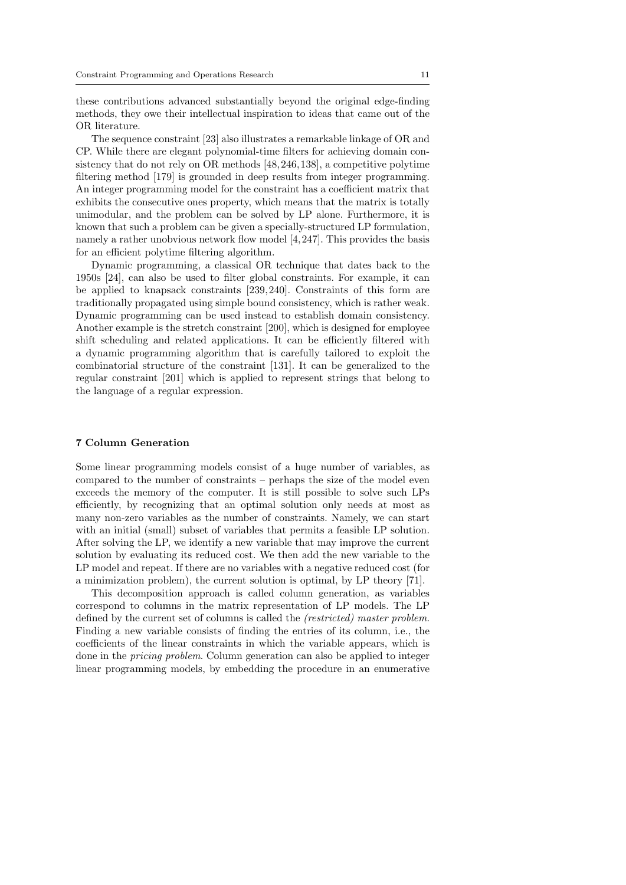these contributions advanced substantially beyond the original edge-finding methods, they owe their intellectual inspiration to ideas that came out of the OR literature.

The sequence constraint [23] also illustrates a remarkable linkage of OR and CP. While there are elegant polynomial-time filters for achieving domain consistency that do not rely on OR methods [48, 246, 138], a competitive polytime filtering method [179] is grounded in deep results from integer programming. An integer programming model for the constraint has a coefficient matrix that exhibits the consecutive ones property, which means that the matrix is totally unimodular, and the problem can be solved by LP alone. Furthermore, it is known that such a problem can be given a specially-structured LP formulation, namely a rather unobvious network flow model [4, 247]. This provides the basis for an efficient polytime filtering algorithm.

Dynamic programming, a classical OR technique that dates back to the 1950s [24], can also be used to filter global constraints. For example, it can be applied to knapsack constraints [239, 240]. Constraints of this form are traditionally propagated using simple bound consistency, which is rather weak. Dynamic programming can be used instead to establish domain consistency. Another example is the stretch constraint [200], which is designed for employee shift scheduling and related applications. It can be efficiently filtered with a dynamic programming algorithm that is carefully tailored to exploit the combinatorial structure of the constraint [131]. It can be generalized to the regular constraint [201] which is applied to represent strings that belong to the language of a regular expression.

## 7 Column Generation

Some linear programming models consist of a huge number of variables, as compared to the number of constraints – perhaps the size of the model even exceeds the memory of the computer. It is still possible to solve such LPs efficiently, by recognizing that an optimal solution only needs at most as many non-zero variables as the number of constraints. Namely, we can start with an initial (small) subset of variables that permits a feasible LP solution. After solving the LP, we identify a new variable that may improve the current solution by evaluating its reduced cost. We then add the new variable to the LP model and repeat. If there are no variables with a negative reduced cost (for a minimization problem), the current solution is optimal, by LP theory [71].

This decomposition approach is called column generation, as variables correspond to columns in the matrix representation of LP models. The LP defined by the current set of columns is called the *(restricted) master problem*. Finding a new variable consists of finding the entries of its column, i.e., the coefficients of the linear constraints in which the variable appears, which is done in the *pricing problem*. Column generation can also be applied to integer linear programming models, by embedding the procedure in an enumerative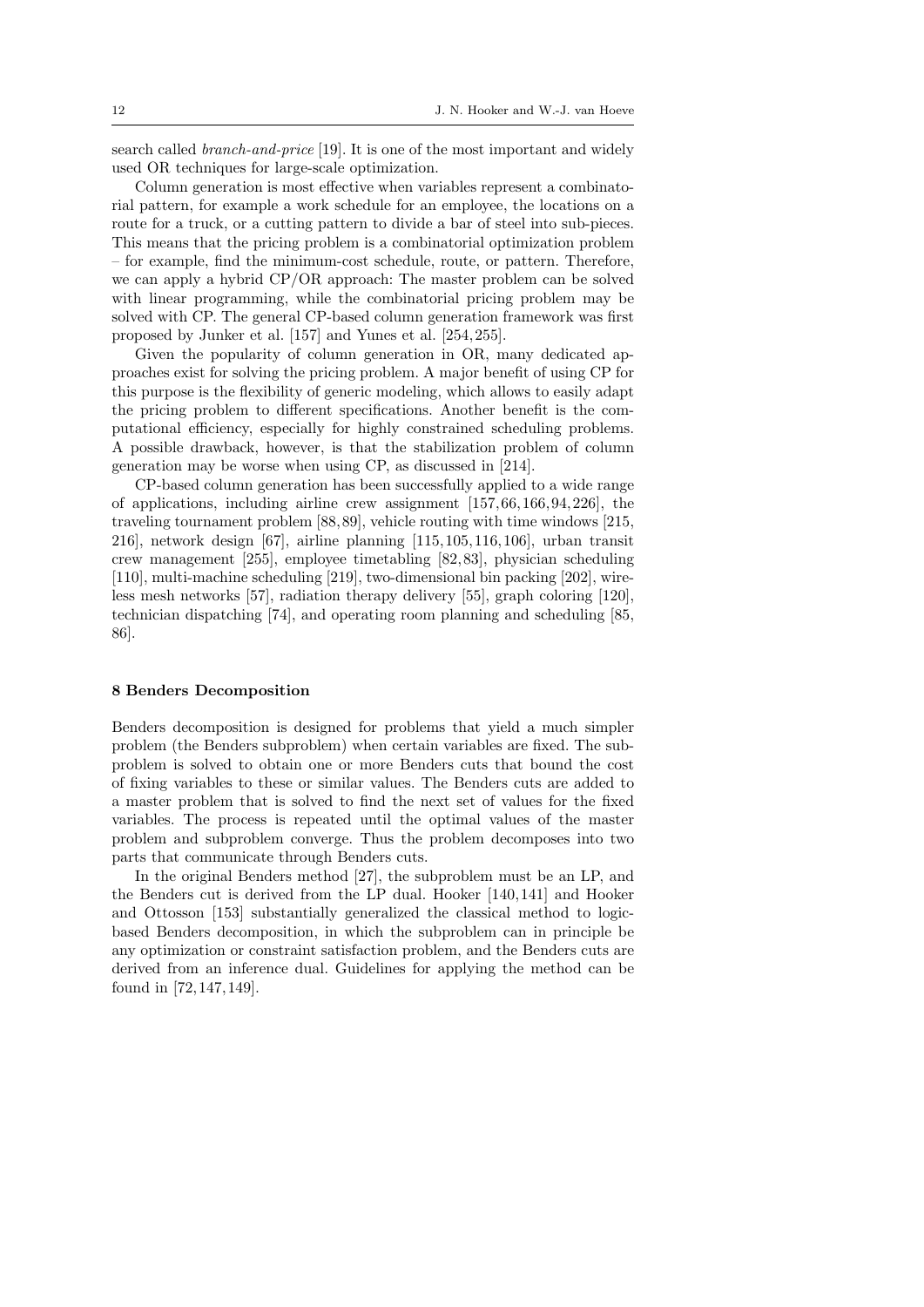search called *branch-and-price* [19]. It is one of the most important and widely used OR techniques for large-scale optimization.

Column generation is most effective when variables represent a combinatorial pattern, for example a work schedule for an employee, the locations on a route for a truck, or a cutting pattern to divide a bar of steel into sub-pieces. This means that the pricing problem is a combinatorial optimization problem – for example, find the minimum-cost schedule, route, or pattern. Therefore, we can apply a hybrid CP/OR approach: The master problem can be solved with linear programming, while the combinatorial pricing problem may be solved with CP. The general CP-based column generation framework was first proposed by Junker et al. [157] and Yunes et al. [254, 255].

Given the popularity of column generation in OR, many dedicated approaches exist for solving the pricing problem. A major benefit of using CP for this purpose is the flexibility of generic modeling, which allows to easily adapt the pricing problem to different specifications. Another benefit is the computational efficiency, especially for highly constrained scheduling problems. A possible drawback, however, is that the stabilization problem of column generation may be worse when using CP, as discussed in [214].

CP-based column generation has been successfully applied to a wide range of applications, including airline crew assignment [157, 66, 166, 94, 226], the traveling tournament problem [88, 89], vehicle routing with time windows [215, 216], network design [67], airline planning [115, 105, 116, 106], urban transit crew management [255], employee timetabling [82, 83], physician scheduling [110], multi-machine scheduling [219], two-dimensional bin packing [202], wireless mesh networks [57], radiation therapy delivery [55], graph coloring [120], technician dispatching [74], and operating room planning and scheduling [85, 86].

## 8 Benders Decomposition

Benders decomposition is designed for problems that yield a much simpler problem (the Benders subproblem) when certain variables are fixed. The subproblem is solved to obtain one or more Benders cuts that bound the cost of fixing variables to these or similar values. The Benders cuts are added to a master problem that is solved to find the next set of values for the fixed variables. The process is repeated until the optimal values of the master problem and subproblem converge. Thus the problem decomposes into two parts that communicate through Benders cuts.

In the original Benders method [27], the subproblem must be an LP, and the Benders cut is derived from the LP dual. Hooker [140, 141] and Hooker and Ottosson [153] substantially generalized the classical method to logic-based Benders decomposition, in which the subproblem can in principle be any optimization or constraint satisfaction problem, and the Benders cuts are derived from an inference dual. Guidelines for applying the method can be found in [72, 147, 149].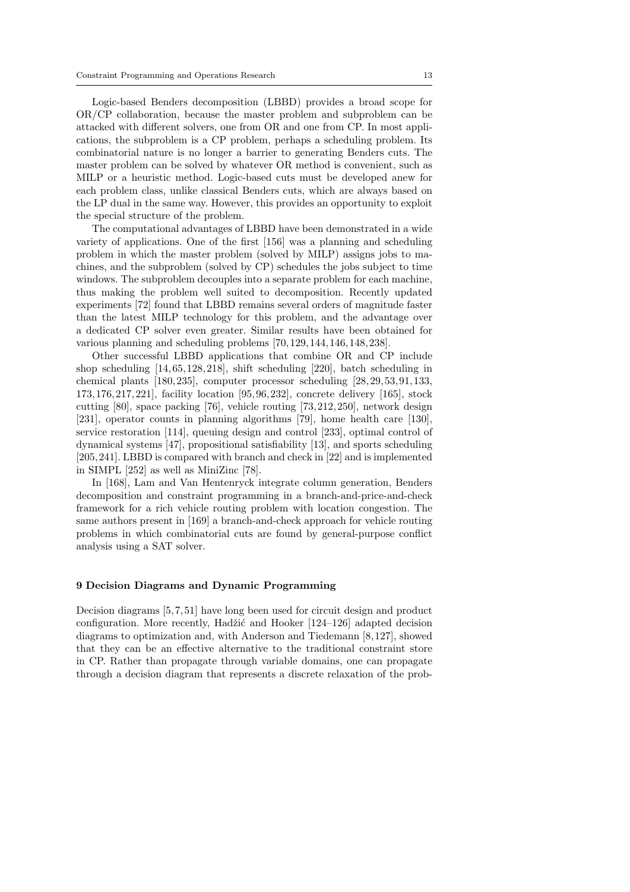Logic-based Benders decomposition (LBBD) provides a broad scope for OR/CP collaboration, because the master problem and subproblem can be attacked with different solvers, one from OR and one from CP. In most applications, the subproblem is a CP problem, perhaps a scheduling problem. Its combinatorial nature is no longer a barrier to generating Benders cuts. The master problem can be solved by whatever OR method is convenient, such as MILP or a heuristic method. Logic-based cuts must be developed anew for each problem class, unlike classical Benders cuts, which are always based on the LP dual in the same way. However, this provides an opportunity to exploit the special structure of the problem.

The computational advantages of LBBD have been demonstrated in a wide variety of applications. One of the first [156] was a planning and scheduling problem in which the master problem (solved by MILP) assigns jobs to machines, and the subproblem (solved by CP) schedules the jobs subject to time windows. The subproblem decouples into a separate problem for each machine, thus making the problem well suited to decomposition. Recently updated experiments [72] found that LBBD remains several orders of magnitude faster than the latest MILP technology for this problem, and the advantage over a dedicated CP solver even greater. Similar results have been obtained for various planning and scheduling problems [70, 129, 144, 146, 148, 238].

Other successful LBBD applications that combine OR and CP include shop scheduling [14, 65, 128, 218], shift scheduling [220], batch scheduling in chemical plants [180, 235], computer processor scheduling [28, 29, 53, 91, 133, 173, 176, 217, 221], facility location [95, 96, 232], concrete delivery [165], stock cutting [80], space packing [76], vehicle routing [73, 212, 250], network design [231], operator counts in planning algorithms [79], home health care [130], service restoration [114], queuing design and control [233], optimal control of dynamical systems [47], propositional satisfiability [13], and sports scheduling [205, 241]. LBBD is compared with branch and check in [22] and is implemented in SIMPL [252] as well as MiniZinc [78].

In [168], Lam and Van Hentenryck integrate column generation, Benders decomposition and constraint programming in a branch-and-price-and-check framework for a rich vehicle routing problem with location congestion. The same authors present in [169] a branch-and-check approach for vehicle routing problems in which combinatorial cuts are found by general-purpose conflict analysis using a SAT solver.

## 9 Decision Diagrams and Dynamic Programming

Decision diagrams [5, 7, 51] have long been used for circuit design and product configuration. More recently, Hadžić and Hooker [124–126] adapted decision diagrams to optimization and, with Anderson and Tiedemann [8, 127], showed that they can be an effective alternative to the traditional constraint store in CP. Rather than propagate through variable domains, one can propagate through a decision diagram that represents a discrete relaxation of the prob-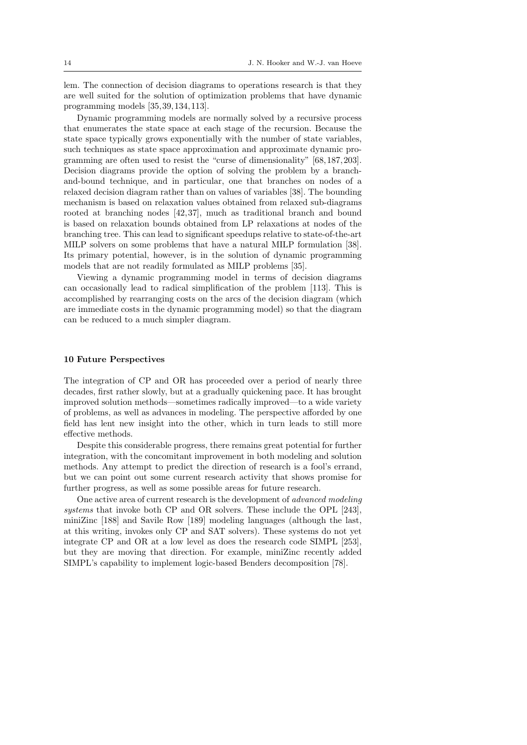lem. The connection of decision diagrams to operations research is that they are well suited for the solution of optimization problems that have dynamic programming models [35, 39, 134, 113].

Dynamic programming models are normally solved by a recursive process that enumerates the state space at each stage of the recursion. Because the state space typically grows exponentially with the number of state variables, such techniques as state space approximation and approximate dynamic programming are often used to resist the "curse of dimensionality" [68, 187, 203]. Decision diagrams provide the option of solving the problem by a branch-and-bound technique, and in particular, one that branches on nodes of a relaxed decision diagram rather than on values of variables [38]. The bounding mechanism is based on relaxation values obtained from relaxed sub-diagrams rooted at branching nodes [42, 37], much as traditional branch and bound is based on relaxation bounds obtained from LP relaxations at nodes of the branching tree. This can lead to significant speedups relative to state-of-the-art MILP solvers on some problems that have a natural MILP formulation [38]. Its primary potential, however, is in the solution of dynamic programming models that are not readily formulated as MILP problems [35].

Viewing a dynamic programming model in terms of decision diagrams can occasionally lead to radical simplification of the problem [113]. This is accomplished by rearranging costs on the arcs of the decision diagram (which are immediate costs in the dynamic programming model) so that the diagram can be reduced to a much simpler diagram.

## 10 Future Perspectives

The integration of CP and OR has proceeded over a period of nearly three decades, first rather slowly, but at a gradually quickening pace. It has brought improved solution methods—sometimes radically improved—to a wide variety of problems, as well as advances in modeling. The perspective afforded by one field has lent new insight into the other, which in turn leads to still more effective methods.

Despite this considerable progress, there remains great potential for further integration, with the concomitant improvement in both modeling and solution methods. Any attempt to predict the direction of research is a fool's errand, but we can point out some current research activity that shows promise for further progress, as well as some possible areas for future research.

One active area of current research is the development of *advanced modeling systems* that invoke both CP and OR solvers. These include the OPL [243], miniZinc [188] and Savile Row [189] modeling languages (although the last, at this writing, invokes only CP and SAT solvers). These systems do not yet integrate CP and OR at a low level as does the research code SIMPL [253], but they are moving that direction. For example, miniZinc recently added SIMPL's capability to implement logic-based Benders decomposition [78].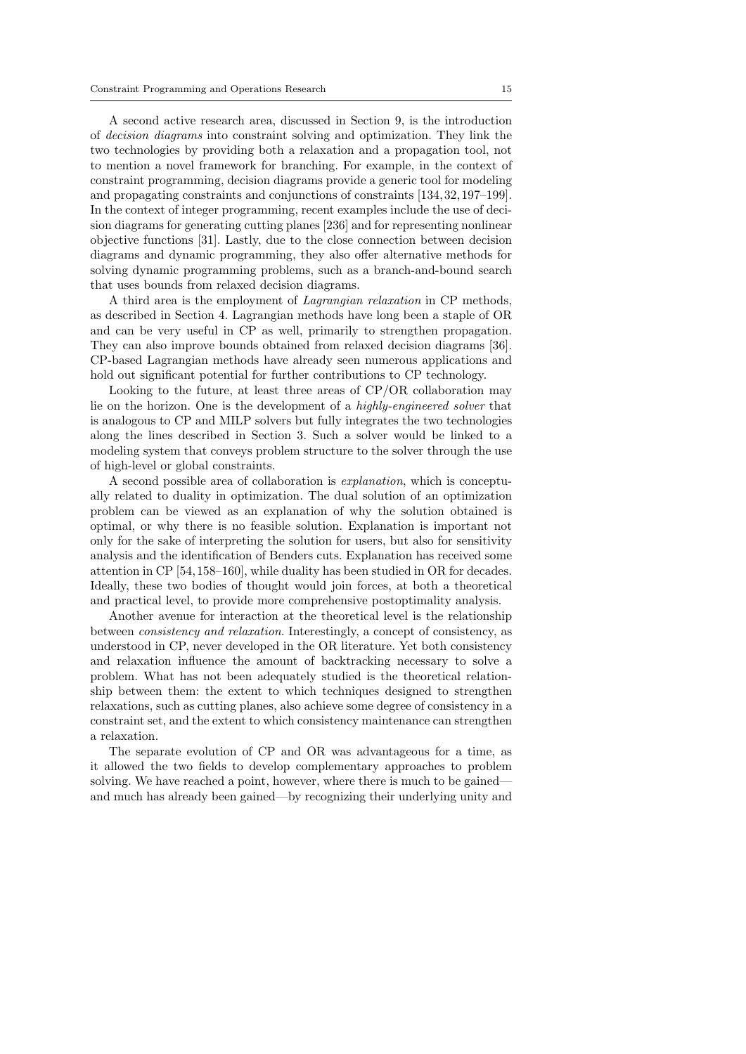A second active research area, discussed in Section 9, is the introduction of *decision diagrams* into constraint solving and optimization. They link the two technologies by providing both a relaxation and a propagation tool, not to mention a novel framework for branching. For example, in the context of constraint programming, decision diagrams provide a generic tool for modeling and propagating constraints and conjunctions of constraints [134, 32, 197–199]. In the context of integer programming, recent examples include the use of decision diagrams for generating cutting planes [236] and for representing nonlinear objective functions [31]. Lastly, due to the close connection between decision diagrams and dynamic programming, they also offer alternative methods for solving dynamic programming problems, such as a branch-and-bound search that uses bounds from relaxed decision diagrams.

A third area is the employment of *Lagrangian relaxation* in CP methods, as described in Section 4. Lagrangian methods have long been a staple of OR and can be very useful in CP as well, primarily to strengthen propagation. They can also improve bounds obtained from relaxed decision diagrams [36]. CP-based Lagrangian methods have already seen numerous applications and hold out significant potential for further contributions to CP technology.

Looking to the future, at least three areas of CP/OR collaboration may lie on the horizon. One is the development of a *highly-engineered solver* that is analogous to CP and MILP solvers but fully integrates the two technologies along the lines described in Section 3. Such a solver would be linked to a modeling system that conveys problem structure to the solver through the use of high-level or global constraints.

A second possible area of collaboration is *explanation*, which is conceptually related to duality in optimization. The dual solution of an optimization problem can be viewed as an explanation of why the solution obtained is optimal, or why there is no feasible solution. Explanation is important not only for the sake of interpreting the solution for users, but also for sensitivity analysis and the identification of Benders cuts. Explanation has received some attention in CP [54, 158–160], while duality has been studied in OR for decades. Ideally, these two bodies of thought would join forces, at both a theoretical and practical level, to provide more comprehensive postoptimality analysis.

Another avenue for interaction at the theoretical level is the relationship between *consistency and relaxation*. Interestingly, a concept of consistency, as understood in CP, never developed in the OR literature. Yet both consistency and relaxation influence the amount of backtracking necessary to solve a problem. What has not been adequately studied is the theoretical relationship between them: the extent to which techniques designed to strengthen relaxations, such as cutting planes, also achieve some degree of consistency in a constraint set, and the extent to which consistency maintenance can strengthen a relaxation.

The separate evolution of CP and OR was advantageous for a time, as it allowed the two fields to develop complementary approaches to problem solving. We have reached a point, however, where there is much to be gained—and much has already been gained—by recognizing their underlying unity and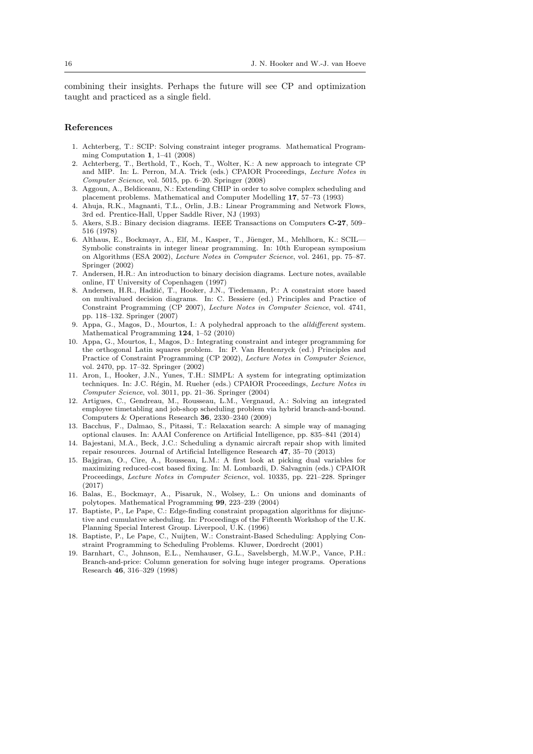combining their insights. Perhaps the future will see CP and optimization taught and practiced as a single field.

## References

1. Achterberg, T.: SCIP: Solving constraint integer programs. Mathematical Programming Computation **1**, 1–41 (2008)
2. Achterberg, T., Berthold, T., Koch, T., Wolter, K.: A new approach to integrate CP and MIP. In: L. Perron, M.A. Trick (eds.) CPAIOR Proceedings, *Lecture Notes in Computer Science*, vol. 5015, pp. 6–20. Springer (2008)
3. Aggoun, A., Beldiceanu, N.: Extending CHIP in order to solve complex scheduling and placement problems. Mathematical and Computer Modelling **17**, 57–73 (1993)
4. Ahuja, R.K., Magnanti, T.L., Orlin, J.B.: Linear Programming and Network Flows, 3rd ed. Prentice-Hall, Upper Saddle River, NJ (1993)
5. Akers, S.B.: Binary decision diagrams. IEEE Transactions on Computers **C-27**, 509–516 (1978)
6. Althaus, E., Bockmayr, A., Elf, M., Kasper, T., Jüenger, M., Mehlhorn, K.: SCIL—Symbolic constraints in integer linear programming. In: 10th European symposium on Algorithms (ESA 2002), *Lecture Notes in Computer Science*, vol. 2461, pp. 75–87. Springer (2002)
7. Andersen, H.R.: An introduction to binary decision diagrams. Lecture notes, available online, IT University of Copenhagen (1997)
8. Andersen, H.R., Hadžić, T., Hooker, J.N., Tiedemann, P.: A constraint store based on multivalued decision diagrams. In: C. Bessiere (ed.) Principles and Practice of Constraint Programming (CP 2007), *Lecture Notes in Computer Science*, vol. 4741, pp. 118–132. Springer (2007)
9. Appa, G., Magos, D., Mourtos, I.: A polyhedral approach to the *alldifferent* system. Mathematical Programming **124**, 1–52 (2010)
10. Appa, G., Mourtos, I., Magos, D.: Integrating constraint and integer programming for the orthogonal Latin squares problem. In: P. Van Hentenryck (ed.) Principles and Practice of Constraint Programming (CP 2002), *Lecture Notes in Computer Science*, vol. 2470, pp. 17–32. Springer (2002)
11. Aron, I., Hooker, J.N., Yunes, T.H.: SIMPL: A system for integrating optimization techniques. In: J.C. Régin, M. Rueher (eds.) CPAIOR Proceedings, *Lecture Notes in Computer Science*, vol. 3011, pp. 21–36. Springer (2004)
12. Artigues, C., Gendreau, M., Rousseau, L.M., Vergnaud, A.: Solving an integrated employee timetabling and job-shop scheduling problem via hybrid branch-and-bound. Computers & Operations Research **36**, 2330–2340 (2009)
13. Bacchus, F., Dalmao, S., Pitassi, T.: Relaxation search: A simple way of managing optional clauses. In: AAAI Conference on Artificial Intelligence, pp. 835–841 (2014)
14. Bajestani, M.A., Beck, J.C.: Scheduling a dynamic aircraft repair shop with limited repair resources. Journal of Artificial Intelligence Research **47**, 35–70 (2013)
15. Bajgiran, O., Cire, A., Rousseau, L.M.: A first look at picking dual variables for maximizing reduced-cost based fixing. In: M. Lombardi, D. Salvagnin (eds.) CPAIOR Proceedings, *Lecture Notes in Computer Science*, vol. 10335, pp. 221–228. Springer (2017)
16. Balas, E., Bockmayr, A., Pisaruk, N., Wolsey, L.: On unions and dominants of polytopes. Mathematical Programming **99**, 223–239 (2004)
17. Baptiste, P., Le Pape, C.: Edge-finding constraint propagation algorithms for disjunctive and cumulative scheduling. In: Proceedings of the Fifteenth Workshop of the U.K. Planning Special Interest Group. Liverpool, U.K. (1996)
18. Baptiste, P., Le Pape, C., Nuijten, W.: Constraint-Based Scheduling: Applying Constraint Programming to Scheduling Problems. Kluwer, Dordrecht (2001)
19. Barnhart, C., Johnson, E.L., Nemhauser, G.L., Savelsbergh, M.W.P., Vance, P.H.: Branch-and-price: Column generation for solving huge integer programs. Operations Research **46**, 316–329 (1998)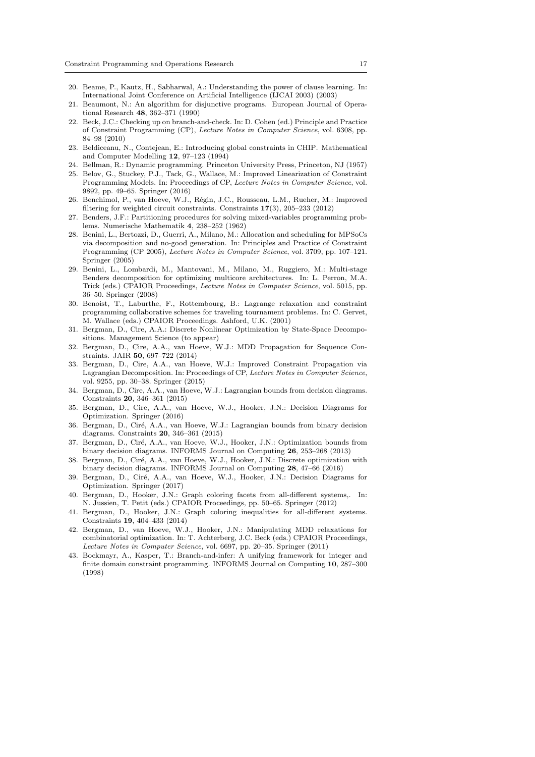20. Beame, P., Kautz, H., Sabharwal, A.: Understanding the power of clause learning. In: International Joint Conference on Artificial Intelligence (IJCAI 2003) (2003)
21. Beaumont, N.: An algorithm for disjunctive programs. European Journal of Operational Research **48**, 362–371 (1990)
22. Beck, J.C.: Checking up on branch-and-check. In: D. Cohen (ed.) Principle and Practice of Constraint Programming (CP), *Lecture Notes in Computer Science*, vol. 6308, pp. 84–98 (2010)
23. Beldiceanu, N., Contejean, E.: Introducing global constraints in CHIP. Mathematical and Computer Modelling **12**, 97–123 (1994)
24. Bellman, R.: Dynamic programming. Princeton University Press, Princeton, NJ (1957)
25. Belov, G., Stuckey, P.J., Tack, G., Wallace, M.: Improved Linearization of Constraint Programming Models. In: Proceedings of CP, *Lecture Notes in Computer Science*, vol. 9892, pp. 49–65. Springer (2016)
26. Benchimol, P., van Hoeve, W.J., Régin, J.C., Rousseau, L.M., Rueher, M.: Improved filtering for weighted circuit constraints. Constraints **17**(3), 205–233 (2012)
27. Benders, J.F.: Partitioning procedures for solving mixed-variables programming problems. Numerische Mathematik **4**, 238–252 (1962)
28. Benini, L., Bertozzi, D., Guerri, A., Milano, M.: Allocation and scheduling for MPSoCs via decomposition and no-good generation. In: Principles and Practice of Constraint Programming (CP 2005), *Lecture Notes in Computer Science*, vol. 3709, pp. 107–121. Springer (2005)
29. Benini, L., Lombardi, M., Mantovani, M., Milano, M., Ruggiero, M.: Multi-stage Benders decomposition for optimizing multicore architectures. In: L. Perron, M.A. Trick (eds.) CPAIOR Proceedings, *Lecture Notes in Computer Science*, vol. 5015, pp. 36–50. Springer (2008)
30. Benoist, T., Laburthe, F., Rottembourg, B.: Lagrange relaxation and constraint programming collaborative schemes for traveling tournament problems. In: C. Gervet, M. Wallace (eds.) CPAIOR Proceedings. Ashford, U.K. (2001)
31. Bergman, D., Cire, A.A.: Discrete Nonlinear Optimization by State-Space Decompositions. Management Science (to appear)
32. Bergman, D., Cire, A.A., van Hoeve, W.J.: MDD Propagation for Sequence Constraints. JAIR **50**, 697–722 (2014)
33. Bergman, D., Cire, A.A., van Hoeve, W.J.: Improved Constraint Propagation via Lagrangian Decomposition. In: Proceedings of CP, *Lecture Notes in Computer Science*, vol. 9255, pp. 30–38. Springer (2015)
34. Bergman, D., Cire, A.A., van Hoeve, W.J.: Lagrangian bounds from decision diagrams. Constraints **20**, 346–361 (2015)
35. Bergman, D., Cire, A.A., van Hoeve, W.J., Hooker, J.N.: Decision Diagrams for Optimization. Springer (2016)
36. Bergman, D., Ciré, A.A., van Hoeve, W.J.: Lagrangian bounds from binary decision diagrams. Constraints **20**, 346–361 (2015)
37. Bergman, D., Ciré, A.A., van Hoeve, W.J., Hooker, J.N.: Optimization bounds from binary decision diagrams. INFORMS Journal on Computing **26**, 253–268 (2013)
38. Bergman, D., Ciré, A.A., van Hoeve, W.J., Hooker, J.N.: Discrete optimization with binary decision diagrams. INFORMS Journal on Computing **28**, 47–66 (2016)
39. Bergman, D., Ciré, A.A., van Hoeve, W.J., Hooker, J.N.: Decision Diagrams for Optimization. Springer (2017)
40. Bergman, D., Hooker, J.N.: Graph coloring facets from all-different systems,. In: N. Jussien, T. Petit (eds.) CPAIOR Proceedings, pp. 50–65. Springer (2012)
41. Bergman, D., Hooker, J.N.: Graph coloring inequalities for all-different systems. Constraints **19**, 404–433 (2014)
42. Bergman, D., van Hoeve, W.J., Hooker, J.N.: Manipulating MDD relaxations for combinatorial optimization. In: T. Achterberg, J.C. Beck (eds.) CPAIOR Proceedings, *Lecture Notes in Computer Science*, vol. 6697, pp. 20–35. Springer (2011)
43. Bockmayr, A., Kasper, T.: Branch-and-infer: A unifying framework for integer and finite domain constraint programming. INFORMS Journal on Computing **10**, 287–300 (1998)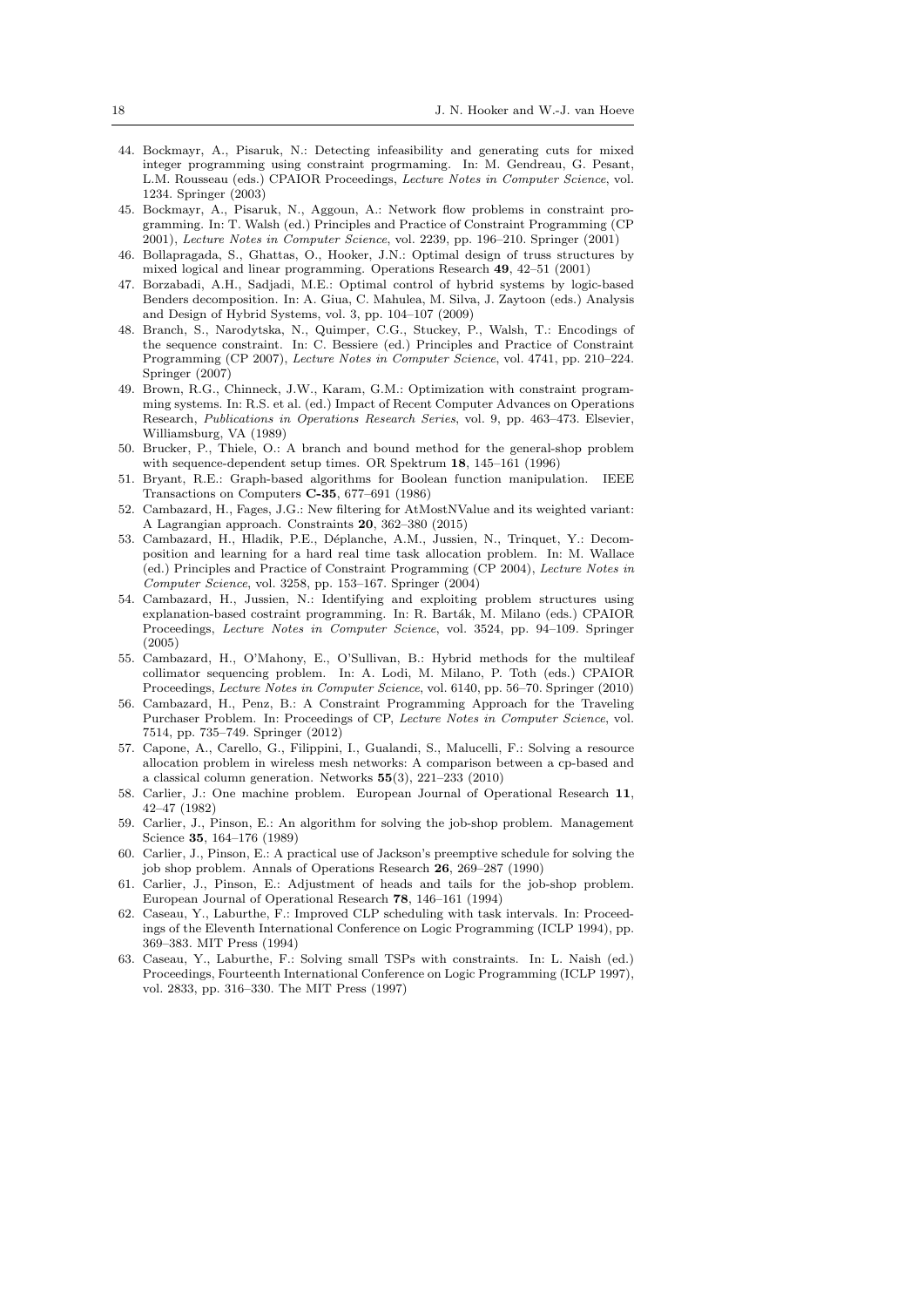44. Bockmayr, A., Pisaruk, N.: Detecting infeasibility and generating cuts for mixed integer programming using constraint progrmaming. In: M. Gendreau, G. Pesant, L.M. Rousseau (eds.) CPAIOR Proceedings, *Lecture Notes in Computer Science*, vol. 1234. Springer (2003)
45. Bockmayr, A., Pisaruk, N., Aggoun, A.: Network flow problems in constraint programming. In: T. Walsh (ed.) Principles and Practice of Constraint Programming (CP 2001), *Lecture Notes in Computer Science*, vol. 2239, pp. 196–210. Springer (2001)
46. Bollapragada, S., Ghattas, O., Hooker, J.N.: Optimal design of truss structures by mixed logical and linear programming. Operations Research **49**, 42–51 (2001)
47. Borzabadi, A.H., Sadjadi, M.E.: Optimal control of hybrid systems by logic-based Benders decomposition. In: A. Giua, C. Mahulea, M. Silva, J. Zaytoon (eds.) Analysis and Design of Hybrid Systems, vol. 3, pp. 104–107 (2009)
48. Branch, S., Narodytska, N., Quimper, C.G., Stuckey, P., Walsh, T.: Encodings of the sequence constraint. In: C. Bessiere (ed.) Principles and Practice of Constraint Programming (CP 2007), *Lecture Notes in Computer Science*, vol. 4741, pp. 210–224. Springer (2007)
49. Brown, R.G., Chinneck, J.W., Karam, G.M.: Optimization with constraint programming systems. In: R.S. et al. (ed.) Impact of Recent Computer Advances on Operations Research, *Publications in Operations Research Series*, vol. 9, pp. 463–473. Elsevier, Williamsburg, VA (1989)
50. Brucker, P., Thiele, O.: A branch and bound method for the general-shop problem with sequence-dependent setup times. OR Spektrum **18**, 145–161 (1996)
51. Bryant, R.E.: Graph-based algorithms for Boolean function manipulation. IEEE Transactions on Computers **C-35**, 677–691 (1986)
52. Cambazard, H., Fages, J.G.: New filtering for AtMostNValue and its weighted variant: A Lagrangian approach. Constraints **20**, 362–380 (2015)
53. Cambazard, H., Hladik, P.E., Déplanche, A.M., Jussien, N., Trinquet, Y.: Decomposition and learning for a hard real time task allocation problem. In: M. Wallace (ed.) Principles and Practice of Constraint Programming (CP 2004), *Lecture Notes in Computer Science*, vol. 3258, pp. 153–167. Springer (2004)
54. Cambazard, H., Jussien, N.: Identifying and exploiting problem structures using explanation-based costraint programming. In: R. Barták, M. Milano (eds.) CPAIOR Proceedings, *Lecture Notes in Computer Science*, vol. 3524, pp. 94–109. Springer (2005)
55. Cambazard, H., O'Mahony, E., O'Sullivan, B.: Hybrid methods for the multileaf collimator sequencing problem. In: A. Lodi, M. Milano, P. Toth (eds.) CPAIOR Proceedings, *Lecture Notes in Computer Science*, vol. 6140, pp. 56–70. Springer (2010)
56. Cambazard, H., Penz, B.: A Constraint Programming Approach for the Traveling Purchaser Problem. In: Proceedings of CP, *Lecture Notes in Computer Science*, vol. 7514, pp. 735–749. Springer (2012)
57. Capone, A., Carello, G., Filippini, I., Gualandi, S., Malucelli, F.: Solving a resource allocation problem in wireless mesh networks: A comparison between a cp-based and a classical column generation. Networks **55**(3), 221–233 (2010)
58. Carlier, J.: One machine problem. European Journal of Operational Research **11**, 42–47 (1982)
59. Carlier, J., Pinson, E.: An algorithm for solving the job-shop problem. Management Science **35**, 164–176 (1989)
60. Carlier, J., Pinson, E.: A practical use of Jackson's preemptive schedule for solving the job shop problem. Annals of Operations Research **26**, 269–287 (1990)
61. Carlier, J., Pinson, E.: Adjustment of heads and tails for the job-shop problem. European Journal of Operational Research **78**, 146–161 (1994)
62. Caseau, Y., Laburthe, F.: Improved CLP scheduling with task intervals. In: Proceedings of the Eleventh International Conference on Logic Programming (ICLP 1994), pp. 369–383. MIT Press (1994)
63. Caseau, Y., Laburthe, F.: Solving small TSPs with constraints. In: L. Naish (ed.) Proceedings, Fourteenth International Conference on Logic Programming (ICLP 1997), vol. 2833, pp. 316–330. The MIT Press (1997)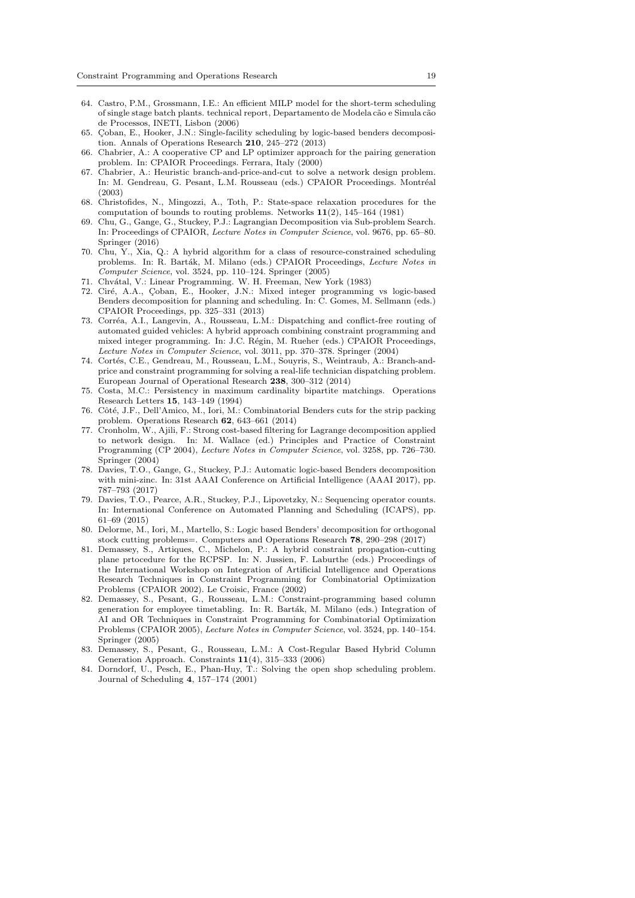64. Castro, P.M., Grossmann, I.E.: An efficient MILP model for the short-term scheduling of single stage batch plants. technical report, Departamento de Modela cão e Simula cão de Processos, INETI, Lisbon (2006)
65. Çoban, E., Hooker, J.N.: Single-facility scheduling by logic-based benders decomposition. Annals of Operations Research **210**, 245–272 (2013)
66. Chabrier, A.: A cooperative CP and LP optimizer approach for the pairing generation problem. In: CPAIOR Proceedings. Ferrara, Italy (2000)
67. Chabrier, A.: Heuristic branch-and-price-and-cut to solve a network design problem. In: M. Gendreau, G. Pesant, L.M. Rousseau (eds.) CPAIOR Proceedings. Montréal (2003)
68. Christofides, N., Mingozzi, A., Toth, P.: State-space relaxation procedures for the computation of bounds to routing problems. Networks **11**(2), 145–164 (1981)
69. Chu, G., Gange, G., Stuckey, P.J.: Lagrangian Decomposition via Sub-problem Search. In: Proceedings of CPAIOR, *Lecture Notes in Computer Science*, vol. 9676, pp. 65–80. Springer (2016)
70. Chu, Y., Xia, Q.: A hybrid algorithm for a class of resource-constrained scheduling problems. In: R. Barták, M. Milano (eds.) CPAIOR Proceedings, *Lecture Notes in Computer Science*, vol. 3524, pp. 110–124. Springer (2005)
71. Chvátal, V.: Linear Programming. W. H. Freeman, New York (1983)
72. Ciré, A.A., Çoban, E., Hooker, J.N.: Mixed integer programming vs logic-based Benders decomposition for planning and scheduling. In: C. Gomes, M. Sellmann (eds.) CPAIOR Proceedings, pp. 325–331 (2013)
73. Corréa, A.I., Langevin, A., Rousseau, L.M.: Dispatching and conflict-free routing of automated guided vehicles: A hybrid approach combining constraint programming and mixed integer programming. In: J.C. Régin, M. Rueher (eds.) CPAIOR Proceedings, *Lecture Notes in Computer Science*, vol. 3011, pp. 370–378. Springer (2004)
74. Cortés, C.E., Gendreau, M., Rousseau, L.M., Souyris, S., Weintraub, A.: Branch-and-price and constraint programming for solving a real-life technician dispatching problem. European Journal of Operational Research **238**, 300–312 (2014)
75. Costa, M.C.: Persistency in maximum cardinality bipartite matchings. Operations Research Letters **15**, 143–149 (1994)
76. Côté, J.F., Dell'Amico, M., Iori, M.: Combinatorial Benders cuts for the strip packing problem. Operations Research **62**, 643–661 (2014)
77. Cronholm, W., Ajili, F.: Strong cost-based filtering for Lagrange decomposition applied to network design. In: M. Wallace (ed.) Principles and Practice of Constraint Programming (CP 2004), *Lecture Notes in Computer Science*, vol. 3258, pp. 726–730. Springer (2004)
78. Davies, T.O., Gange, G., Stuckey, P.J.: Automatic logic-based Benders decomposition with mini-zinc. In: 31st AAAI Conference on Artificial Intelligence (AAAI 2017), pp. 787–793 (2017)
79. Davies, T.O., Pearce, A.R., Stuckey, P.J., Lipovetzky, N.: Sequencing operator counts. In: International Conference on Automated Planning and Scheduling (ICAPS), pp. 61–69 (2015)
80. Delorme, M., Iori, M., Martello, S.: Logic based Benders' decomposition for orthogonal stock cutting problems=. Computers and Operations Research **78**, 290–298 (2017)
81. Demassey, S., Artiques, C., Michelon, P.: A hybrid constraint propagation-cutting plane prtocedure for the RCPSP. In: N. Jussien, F. Laburthe (eds.) Proceedings of the International Workshop on Integration of Artificial Intelligence and Operations Research Techniques in Constraint Programming for Combinatorial Optimization Problems (CPAIOR 2002). Le Croisic, France (2002)
82. Demassey, S., Pesant, G., Rousseau, L.M.: Constraint-programming based column generation for employee timetabling. In: R. Barták, M. Milano (eds.) Integration of AI and OR Techniques in Constraint Programming for Combinatorial Optimization Problems (CPAIOR 2005), *Lecture Notes in Computer Science*, vol. 3524, pp. 140–154. Springer (2005)
83. Demassey, S., Pesant, G., Rousseau, L.M.: A Cost-Regular Based Hybrid Column Generation Approach. Constraints **11**(4), 315–333 (2006)
84. Dorndorf, U., Pesch, E., Phan-Huy, T.: Solving the open shop scheduling problem. Journal of Scheduling **4**, 157–174 (2001)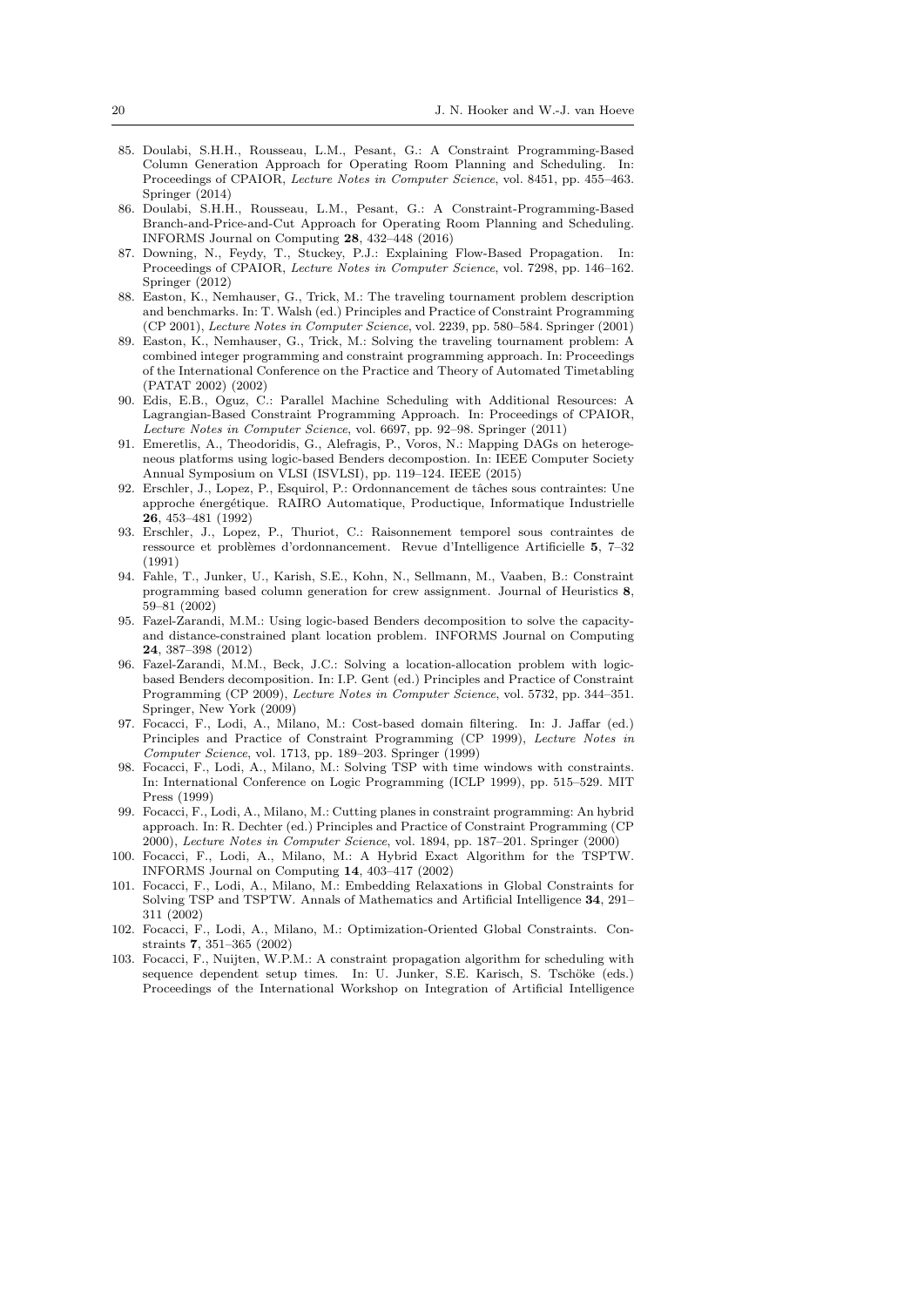85. Doulabi, S.H.H., Rousseau, L.M., Pesant, G.: A Constraint Programming-Based Column Generation Approach for Operating Room Planning and Scheduling. In: Proceedings of CPAIOR, *Lecture Notes in Computer Science*, vol. 8451, pp. 455–463. Springer (2014)
86. Doulabi, S.H.H., Rousseau, L.M., Pesant, G.: A Constraint-Programming-Based Branch-and-Price-and-Cut Approach for Operating Room Planning and Scheduling. INFORMS Journal on Computing **28**, 432–448 (2016)
87. Downing, N., Feydy, T., Stuckey, P.J.: Explaining Flow-Based Propagation. In: Proceedings of CPAIOR, *Lecture Notes in Computer Science*, vol. 7298, pp. 146–162. Springer (2012)
88. Easton, K., Nemhauser, G., Trick, M.: The traveling tournament problem description and benchmarks. In: T. Walsh (ed.) Principles and Practice of Constraint Programming (CP 2001), *Lecture Notes in Computer Science*, vol. 2239, pp. 580–584. Springer (2001)
89. Easton, K., Nemhauser, G., Trick, M.: Solving the traveling tournament problem: A combined integer programming and constraint programming approach. In: Proceedings of the International Conference on the Practice and Theory of Automated Timetabling (PATAT 2002) (2002)
90. Edis, E.B., Oguz, C.: Parallel Machine Scheduling with Additional Resources: A Lagrangian-Based Constraint Programming Approach. In: Proceedings of CPAIOR, *Lecture Notes in Computer Science*, vol. 6697, pp. 92–98. Springer (2011)
91. Emeretlis, A., Theodoridis, G., Alefragis, P., Voros, N.: Mapping DAGs on heterogeneous platforms using logic-based Benders decompostion. In: IEEE Computer Society Annual Symposium on VLSI (ISVLSI), pp. 119–124. IEEE (2015)
92. Erschler, J., Lopez, P., Esquirol, P.: Ordonnancement de tâches sous contraintes: Une approche énergétique. RAIRO Automatique, Productique, Informatique Industrielle **26**, 453–481 (1992)
93. Erschler, J., Lopez, P., Thuriot, C.: Raisonnement temporel sous contraintes de ressource et problèmes d'ordonnancement. Revue d'Intelligence Artificielle **5**, 7–32 (1991)
94. Fahle, T., Junker, U., Karish, S.E., Kohn, N., Sellmann, M., Vaaben, B.: Constraint programming based column generation for crew assignment. Journal of Heuristics **8**, 59–81 (2002)
95. Fazel-Zarandi, M.M.: Using logic-based Benders decomposition to solve the capacity- and distance-constrained plant location problem. INFORMS Journal on Computing **24**, 387–398 (2012)
96. Fazel-Zarandi, M.M., Beck, J.C.: Solving a location-allocation problem with logic-based Benders decomposition. In: I.P. Gent (ed.) Principles and Practice of Constraint Programming (CP 2009), *Lecture Notes in Computer Science*, vol. 5732, pp. 344–351. Springer, New York (2009)
97. Focacci, F., Lodi, A., Milano, M.: Cost-based domain filtering. In: J. Jaffar (ed.) Principles and Practice of Constraint Programming (CP 1999), *Lecture Notes in Computer Science*, vol. 1713, pp. 189–203. Springer (1999)
98. Focacci, F., Lodi, A., Milano, M.: Solving TSP with time windows with constraints. In: International Conference on Logic Programming (ICLP 1999), pp. 515–529. MIT Press (1999)
99. Focacci, F., Lodi, A., Milano, M.: Cutting planes in constraint programming: An hybrid approach. In: R. Dechter (ed.) Principles and Practice of Constraint Programming (CP 2000), *Lecture Notes in Computer Science*, vol. 1894, pp. 187–201. Springer (2000)
100. Focacci, F., Lodi, A., Milano, M.: A Hybrid Exact Algorithm for the TSPTW. INFORMS Journal on Computing **14**, 403–417 (2002)
101. Focacci, F., Lodi, A., Milano, M.: Embedding Relaxations in Global Constraints for Solving TSP and TSPTW. Annals of Mathematics and Artificial Intelligence **34**, 291–311 (2002)
102. Focacci, F., Lodi, A., Milano, M.: Optimization-Oriented Global Constraints. Constraints **7**, 351–365 (2002)
103. Focacci, F., Nuijten, W.P.M.: A constraint propagation algorithm for scheduling with sequence dependent setup times. In: U. Junker, S.E. Karisch, S. Tschöke (eds.) Proceedings of the International Workshop on Integration of Artificial Intelligence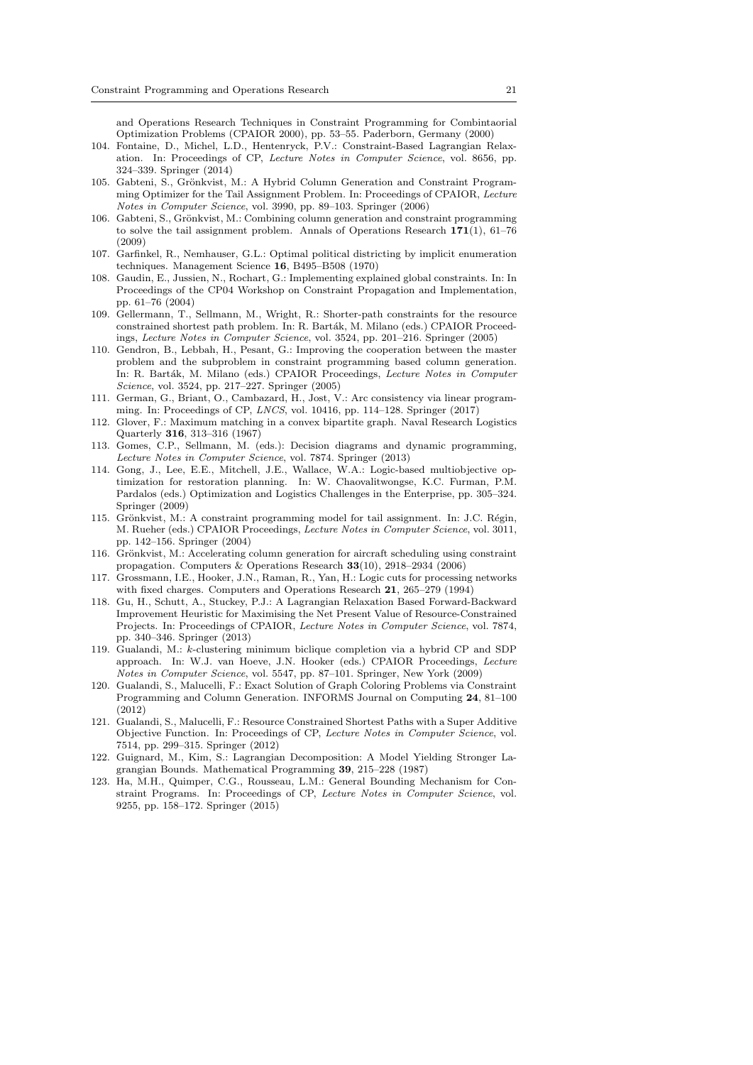and Operations Research Techniques in Constraint Programming for Combintaorial Optimization Problems (CPAIOR 2000), pp. 53–55. Paderborn, Germany (2000)

104. Fontaine, D., Michel, L.D., Hentenryck, P.V.: Constraint-Based Lagrangian Relaxation. In: Proceedings of CP, *Lecture Notes in Computer Science*, vol. 8656, pp. 324–339. Springer (2014)
105. Gabteni, S., Grönkvist, M.: A Hybrid Column Generation and Constraint Programming Optimizer for the Tail Assignment Problem. In: Proceedings of CPAIOR, *Lecture Notes in Computer Science*, vol. 3990, pp. 89–103. Springer (2006)
106. Gabteni, S., Grönkvist, M.: Combining column generation and constraint programming to solve the tail assignment problem. Annals of Operations Research **171**(1), 61–76 (2009)
107. Garfinkel, R., Nemhauser, G.L.: Optimal political districting by implicit enumeration techniques. Management Science **16**, B495–B508 (1970)
108. Gaudin, E., Jussien, N., Rochart, G.: Implementing explained global constraints. In: In Proceedings of the CP04 Workshop on Constraint Propagation and Implementation, pp. 61–76 (2004)
109. Gellermann, T., Sellmann, M., Wright, R.: Shorter-path constraints for the resource constrained shortest path problem. In: R. Barták, M. Milano (eds.) CPAIOR Proceedings, *Lecture Notes in Computer Science*, vol. 3524, pp. 201–216. Springer (2005)
110. Gendron, B., Lebbah, H., Pesant, G.: Improving the cooperation between the master problem and the subproblem in constraint programming based column generation. In: R. Barták, M. Milano (eds.) CPAIOR Proceedings, *Lecture Notes in Computer Science*, vol. 3524, pp. 217–227. Springer (2005)
111. German, G., Briant, O., Cambazard, H., Jost, V.: Arc consistency via linear programming. In: Proceedings of CP, *LNCS*, vol. 10416, pp. 114–128. Springer (2017)
112. Glover, F.: Maximum matching in a convex bipartite graph. Naval Research Logistics Quarterly **316**, 313–316 (1967)
113. Gomes, C.P., Sellmann, M. (eds.): Decision diagrams and dynamic programming, *Lecture Notes in Computer Science*, vol. 7874. Springer (2013)
114. Gong, J., Lee, E.E., Mitchell, J.E., Wallace, W.A.: Logic-based multiobjective optimization for restoration planning. In: W. Chaovalitwongse, K.C. Furman, P.M. Pardalos (eds.) Optimization and Logistics Challenges in the Enterprise, pp. 305–324. Springer (2009)
115. Grönkvist, M.: A constraint programming model for tail assignment. In: J.C. Régin, M. Rueher (eds.) CPAIOR Proceedings, *Lecture Notes in Computer Science*, vol. 3011, pp. 142–156. Springer (2004)
116. Grönkvist, M.: Accelerating column generation for aircraft scheduling using constraint propagation. Computers & Operations Research **33**(10), 2918–2934 (2006)
117. Grossmann, I.E., Hooker, J.N., Raman, R., Yan, H.: Logic cuts for processing networks with fixed charges. Computers and Operations Research **21**, 265–279 (1994)
118. Gu, H., Schutt, A., Stuckey, P.J.: A Lagrangian Relaxation Based Forward-Backward Improvement Heuristic for Maximising the Net Present Value of Resource-Constrained Projects. In: Proceedings of CPAIOR, *Lecture Notes in Computer Science*, vol. 7874, pp. 340–346. Springer (2013)
119. Gualandi, M.: *k*-clustering minimum biclique completion via a hybrid CP and SDP approach. In: W.J. van Hoeve, J.N. Hooker (eds.) CPAIOR Proceedings, *Lecture Notes in Computer Science*, vol. 5547, pp. 87–101. Springer, New York (2009)
120. Gualandi, S., Malucelli, F.: Exact Solution of Graph Coloring Problems via Constraint Programming and Column Generation. INFORMS Journal on Computing **24**, 81–100 (2012)
121. Gualandi, S., Malucelli, F.: Resource Constrained Shortest Paths with a Super Additive Objective Function. In: Proceedings of CP, *Lecture Notes in Computer Science*, vol. 7514, pp. 299–315. Springer (2012)
122. Guignard, M., Kim, S.: Lagrangian Decomposition: A Model Yielding Stronger Lagrangian Bounds. Mathematical Programming **39**, 215–228 (1987)
123. Ha, M.H., Quimper, C.G., Rousseau, L.M.: General Bounding Mechanism for Constraint Programs. In: Proceedings of CP, *Lecture Notes in Computer Science*, vol. 9255, pp. 158–172. Springer (2015)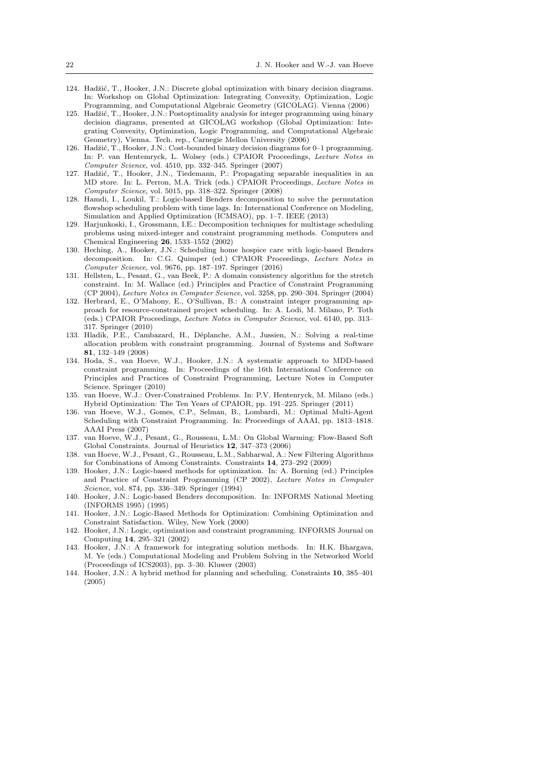124. Hadžić, T., Hooker, J.N.: Discrete global optimization with binary decision diagrams. In: Workshop on Global Optimization: Integrating Convexity, Optimization, Logic Programming, and Computational Algebraic Geometry (GICOLAG). Vienna (2006)
125. Hadžić, T., Hooker, J.N.: Postoptimality analysis for integer programming using binary decision diagrams, presented at GICOLAG workshop (Global Optimization: Integrating Convexity, Optimization, Logic Programming, and Computational Algebraic Geometry), Vienna. Tech. rep., Carnegie Mellon University (2006)
126. Hadžić, T., Hooker, J.N.: Cost-bounded binary decision diagrams for 0–1 programming. In: P. van Hentemryck, L. Wolsey (eds.) CPAIOR Proceedings, *Lecture Notes in Computer Science*, vol. 4510, pp. 332–345. Springer (2007)
127. Hadžić, T., Hooker, J.N., Tiedemann, P.: Propagating separable inequalities in an MD store. In: L. Perron, M.A. Trick (eds.) CPAIOR Proceedings, *Lecture Notes in Computer Science*, vol. 5015, pp. 318–322. Springer (2008)
128. Hamdi, I., Loukil, T.: Logic-based Benders decomposition to solve the permutation flowshop scheduling problem with time lags. In: International Conference on Modeling, Simulation and Applied Optimization (ICMSAO), pp. 1–7. IEEE (2013)
129. Harjunkoski, I., Grossmann, I.E.: Decomposition techniques for multistage scheduling problems using mixed-integer and constraint programming methods. Computers and Chemical Engineering **26**, 1533–1552 (2002)
130. Heching, A., Hooker, J.N.: Scheduling home hospice care with logic-based Benders decomposition. In: C.G. Quimper (ed.) CPAIOR Proceedings, *Lecture Notes in Computer Science*, vol. 9676, pp. 187–197. Springer (2016)
131. Hellsten, L., Pesant, G., van Beek, P.: A domain consistency algorithm for the stretch constraint. In: M. Wallace (ed.) Principles and Practice of Constraint Programming (CP 2004), *Lecture Notes in Computer Science*, vol. 3258, pp. 290–304. Springer (2004)
132. Herbrard, E., O'Mahony, E., O'Sullivan, B.: A constraint integer programming approach for resource-constrained project scheduling. In: A. Lodi, M. Milano, P. Toth (eds.) CPAIOR Proceedings, *Lecture Notes in Computer Science*, vol. 6140, pp. 313–317. Springer (2010)
133. Hladik, P.E., Cambazard, H., Déplanche, A.M., Jussien, N.: Solving a real-time allocation problem with constraint programming. Journal of Systems and Software **81**, 132–149 (2008)
134. Hoda, S., van Hoeve, W.J., Hooker, J.N.: A systematic approach to MDD-based constraint programming. In: Proceedings of the 16th International Conference on Principles and Practices of Constraint Programming, Lecture Notes in Computer Science. Springer (2010)
135. van Hoeve, W.J.: Over-Constrained Problems. In: P.V. Hentenryck, M. Milano (eds.) Hybrid Optimization: The Ten Years of CPAIOR, pp. 191–225. Springer (2011)
136. van Hoeve, W.J., Gomes, C.P., Selman, B., Lombardi, M.: Optimal Multi-Agent Scheduling with Constraint Programming. In: Proceedings of AAAI, pp. 1813–1818. AAAI Press (2007)
137. van Hoeve, W.J., Pesant, G., Rousseau, L.M.: On Global Warming: Flow-Based Soft Global Constraints. Journal of Heuristics **12**, 347–373 (2006)
138. van Hoeve, W.J., Pesant, G., Rousseau, L.M., Sabharwal, A.: New Filtering Algorithms for Combinations of Among Constraints. Constraints **14**, 273–292 (2009)
139. Hooker, J.N.: Logic-based methods for optimization. In: A. Borning (ed.) Principles and Practice of Constraint Programming (CP 2002), *Lecture Notes in Computer Science*, vol. 874, pp. 336–349. Springer (1994)
140. Hooker, J.N.: Logic-based Benders decomposition. In: INFORMS National Meeting (INFORMS 1995) (1995)
141. Hooker, J.N.: Logic-Based Methods for Optimization: Combining Optimization and Constraint Satisfaction. Wiley, New York (2000)
142. Hooker, J.N.: Logic, optimization and constraint programming. INFORMS Journal on Computing **14**, 295–321 (2002)
143. Hooker, J.N.: A framework for integrating solution methods. In: H.K. Bhargava, M. Ye (eds.) Computational Modeling and Problem Solving in the Networked World (Proceedings of ICS2003), pp. 3–30. Kluwer (2003)
144. Hooker, J.N.: A hybrid method for planning and scheduling. Constraints **10**, 385–401 (2005)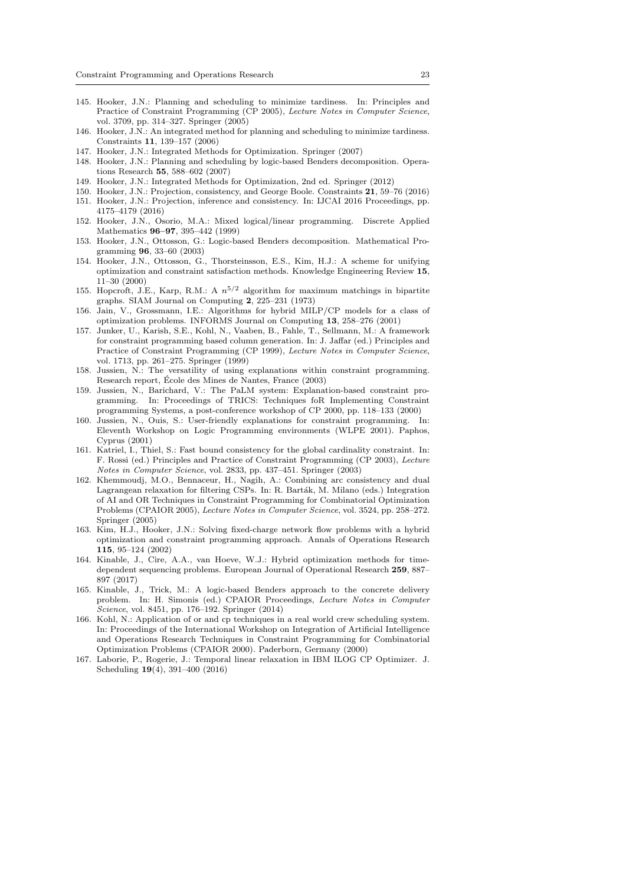145. Hooker, J.N.: Planning and scheduling to minimize tardiness. In: Principles and Practice of Constraint Programming (CP 2005), *Lecture Notes in Computer Science*, vol. 3709, pp. 314–327. Springer (2005)
146. Hooker, J.N.: An integrated method for planning and scheduling to minimize tardiness. Constraints **11**, 139–157 (2006)
147. Hooker, J.N.: Integrated Methods for Optimization. Springer (2007)
148. Hooker, J.N.: Planning and scheduling by logic-based Benders decomposition. Operations Research **55**, 588–602 (2007)
149. Hooker, J.N.: Integrated Methods for Optimization, 2nd ed. Springer (2012)
150. Hooker, J.N.: Projection, consistency, and George Boole. Constraints **21**, 59–76 (2016)
151. Hooker, J.N.: Projection, inference and consistency. In: IJCAI 2016 Proceedings, pp. 4175–4179 (2016)
152. Hooker, J.N., Osorio, M.A.: Mixed logical/linear programming. Discrete Applied Mathematics **96–97**, 395–442 (1999)
153. Hooker, J.N., Ottosson, G.: Logic-based Benders decomposition. Mathematical Programming **96**, 33–60 (2003)
154. Hooker, J.N., Ottosson, G., Thorsteinsson, E.S., Kim, H.J.: A scheme for unifying optimization and constraint satisfaction methods. Knowledge Engineering Review **15**, 11–30 (2000)
155. Hopcroft, J.E., Karp, R.M.: A $n^{5/2}$ algorithm for maximum matchings in bipartite graphs. SIAM Journal on Computing **2**, 225–231 (1973)
156. Jain, V., Grossmann, I.E.: Algorithms for hybrid MILP/CP models for a class of optimization problems. INFORMS Journal on Computing **13**, 258–276 (2001)
157. Junker, U., Karish, S.E., Kohl, N., Vaaben, B., Fahle, T., Sellmann, M.: A framework for constraint programming based column generation. In: J. Jaffar (ed.) Principles and Practice of Constraint Programming (CP 1999), *Lecture Notes in Computer Science*, vol. 1713, pp. 261–275. Springer (1999)
158. Jussien, N.: The versatility of using explanations within constraint programming. Research report, École des Mines de Nantes, France (2003)
159. Jussien, N., Barichard, V.: The PaLM system: Explanation-based constraint programming. In: Proceedings of TRICS: Techniques foR Implementing Constraint programming Systems, a post-conference workshop of CP 2000, pp. 118–133 (2000)
160. Jussien, N., Ouis, S.: User-friendly explanations for constraint programming. In: Eleventh Workshop on Logic Programming environments (WLPE 2001). Paphos, Cyprus (2001)
161. Katriel, I., Thiel, S.: Fast bound consistency for the global cardinality constraint. In: F. Rossi (ed.) Principles and Practice of Constraint Programming (CP 2003), *Lecture Notes in Computer Science*, vol. 2833, pp. 437–451. Springer (2003)
162. Khemmoudj, M.O., Bennaceur, H., Nagih, A.: Combining arc consistency and dual Lagrangean relaxation for filtering CSPs. In: R. Barták, M. Milano (eds.) Integration of AI and OR Techniques in Constraint Programming for Combinatorial Optimization Problems (CPAIOR 2005), *Lecture Notes in Computer Science*, vol. 3524, pp. 258–272. Springer (2005)
163. Kim, H.J., Hooker, J.N.: Solving fixed-charge network flow problems with a hybrid optimization and constraint programming approach. Annals of Operations Research **115**, 95–124 (2002)
164. Kinable, J., Cire, A.A., van Hoeve, W.J.: Hybrid optimization methods for time-dependent sequencing problems. European Journal of Operational Research **259**, 887–897 (2017)
165. Kinable, J., Trick, M.: A logic-based Benders approach to the concrete delivery problem. In: H. Simonis (ed.) CPAIOR Proceedings, *Lecture Notes in Computer Science*, vol. 8451, pp. 176–192. Springer (2014)
166. Kohl, N.: Application of or and cp techniques in a real world crew scheduling system. In: Proceedings of the International Workshop on Integration of Artificial Intelligence and Operations Research Techniques in Constraint Programming for Combinatorial Optimization Problems (CPAIOR 2000). Paderborn, Germany (2000)
167. Laborie, P., Rogerie, J.: Temporal linear relaxation in IBM ILOG CP Optimizer. J. Scheduling **19**(4), 391–400 (2016)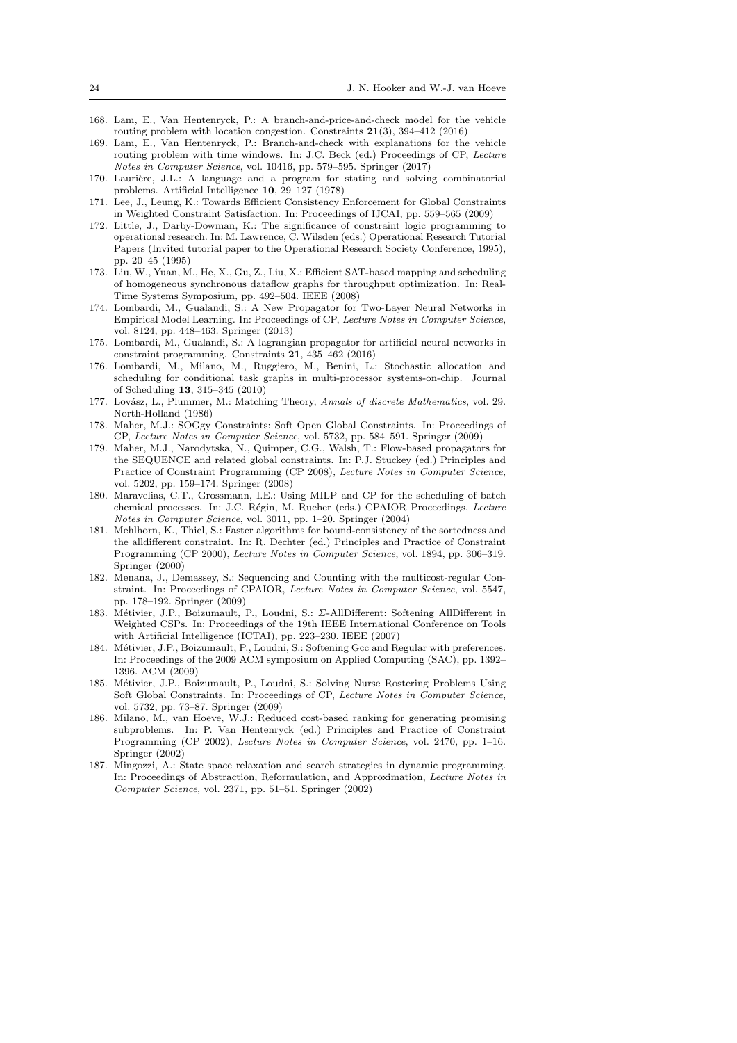168. Lam, E., Van Hentenryck, P.: A branch-and-price-and-check model for the vehicle routing problem with location congestion. Constraints **21**(3), 394–412 (2016)
169. Lam, E., Van Hentenryck, P.: Branch-and-check with explanations for the vehicle routing problem with time windows. In: J.C. Beck (ed.) Proceedings of CP, *Lecture Notes in Computer Science*, vol. 10416, pp. 579–595. Springer (2017)
170. Laurière, J.L.: A language and a program for stating and solving combinatorial problems. Artificial Intelligence **10**, 29–127 (1978)
171. Lee, J., Leung, K.: Towards Efficient Consistency Enforcement for Global Constraints in Weighted Constraint Satisfaction. In: Proceedings of IJCAI, pp. 559–565 (2009)
172. Little, J., Darby-Dowman, K.: The significance of constraint logic programming to operational research. In: M. Lawrence, C. Wilsden (eds.) Operational Research Tutorial Papers (Invited tutorial paper to the Operational Research Society Conference, 1995), pp. 20–45 (1995)
173. Liu, W., Yuan, M., He, X., Gu, Z., Liu, X.: Efficient SAT-based mapping and scheduling of homogeneous synchronous dataflow graphs for throughput optimization. In: Real-Time Systems Symposium, pp. 492–504. IEEE (2008)
174. Lombardi, M., Gualandi, S.: A New Propagator for Two-Layer Neural Networks in Empirical Model Learning. In: Proceedings of CP, *Lecture Notes in Computer Science*, vol. 8124, pp. 448–463. Springer (2013)
175. Lombardi, M., Gualandi, S.: A lagrangian propagator for artificial neural networks in constraint programming. Constraints **21**, 435–462 (2016)
176. Lombardi, M., Milano, M., Ruggiero, M., Benini, L.: Stochastic allocation and scheduling for conditional task graphs in multi-processor systems-on-chip. Journal of Scheduling **13**, 315–345 (2010)
177. Lovász, L., Plummer, M.: Matching Theory, *Annals of discrete Mathematics*, vol. 29. North-Holland (1986)
178. Maher, M.J.: SOGgy Constraints: Soft Open Global Constraints. In: Proceedings of CP, *Lecture Notes in Computer Science*, vol. 5732, pp. 584–591. Springer (2009)
179. Maher, M.J., Narodytska, N., Quimper, C.G., Walsh, T.: Flow-based propagators for the SEQUENCE and related global constraints. In: P.J. Stuckey (ed.) Principles and Practice of Constraint Programming (CP 2008), *Lecture Notes in Computer Science*, vol. 5202, pp. 159–174. Springer (2008)
180. Maravelias, C.T., Grossmann, I.E.: Using MILP and CP for the scheduling of batch chemical processes. In: J.C. Régin, M. Rueher (eds.) CPAIOR Proceedings, *Lecture Notes in Computer Science*, vol. 3011, pp. 1–20. Springer (2004)
181. Mehlhorn, K., Thiel, S.: Faster algorithms for bound-consistency of the sortedness and the alldifferent constraint. In: R. Dechter (ed.) Principles and Practice of Constraint Programming (CP 2000), *Lecture Notes in Computer Science*, vol. 1894, pp. 306–319. Springer (2000)
182. Menana, J., Demassey, S.: Sequencing and Counting with the multicost-regular Constraint. In: Proceedings of CPAIOR, *Lecture Notes in Computer Science*, vol. 5547, pp. 178–192. Springer (2009)
183. Métivier, J.P., Boizumault, P., Loudni, S.: $\Sigma$-AllDifferent: Softening AllDifferent in Weighted CSPs. In: Proceedings of the 19th IEEE International Conference on Tools with Artificial Intelligence (ICTAI), pp. 223–230. IEEE (2007)
184. Métivier, J.P., Boizumault, P., Loudni, S.: Softening Gcc and Regular with preferences. In: Proceedings of the 2009 ACM symposium on Applied Computing (SAC), pp. 1392–1396. ACM (2009)
185. Métivier, J.P., Boizumault, P., Loudni, S.: Solving Nurse Rostering Problems Using Soft Global Constraints. In: Proceedings of CP, *Lecture Notes in Computer Science*, vol. 5732, pp. 73–87. Springer (2009)
186. Milano, M., van Hoeve, W.J.: Reduced cost-based ranking for generating promising subproblems. In: P. Van Hentenryck (ed.) Principles and Practice of Constraint Programming (CP 2002), *Lecture Notes in Computer Science*, vol. 2470, pp. 1–16. Springer (2002)
187. Mingozzi, A.: State space relaxation and search strategies in dynamic programming. In: Proceedings of Abstraction, Reformulation, and Approximation, *Lecture Notes in Computer Science*, vol. 2371, pp. 51–51. Springer (2002)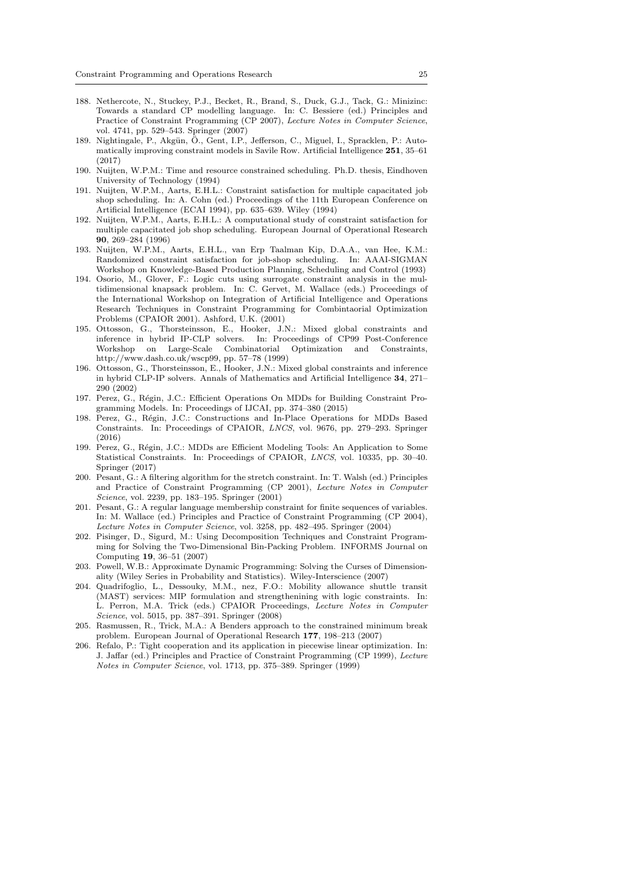188. Nethercote, N., Stuckey, P.J., Becket, R., Brand, S., Duck, G.J., Tack, G.: Minizinc: Towards a standard CP modelling language. In: C. Bessiere (ed.) Principles and Practice of Constraint Programming (CP 2007), *Lecture Notes in Computer Science*, vol. 4741, pp. 529–543. Springer (2007)
189. Nightingale, P., Akgün, Ö., Gent, I.P., Jefferson, C., Miguel, I., Spracklen, P.: Automatically improving constraint models in Savile Row. Artificial Intelligence **251**, 35–61 (2017)
190. Nuijten, W.P.M.: Time and resource constrained scheduling. Ph.D. thesis, Eindhoven University of Technology (1994)
191. Nuijten, W.P.M., Aarts, E.H.L.: Constraint satisfaction for multiple capacitated job shop scheduling. In: A. Cohn (ed.) Proceedings of the 11th European Conference on Artificial Intelligence (ECAI 1994), pp. 635–639. Wiley (1994)
192. Nuijten, W.P.M., Aarts, E.H.L.: A computational study of constraint satisfaction for multiple capacitated job shop scheduling. European Journal of Operational Research **90**, 269–284 (1996)
193. Nuijten, W.P.M., Aarts, E.H.L., van Erp Taalman Kip, D.A.A., van Hee, K.M.: Randomized constraint satisfaction for job-shop scheduling. In: AAAI-SIGMAN Workshop on Knowledge-Based Production Planning, Scheduling and Control (1993)
194. Osorio, M., Glover, F.: Logic cuts using surrogate constraint analysis in the multidimensional knapsack problem. In: C. Gervet, M. Wallace (eds.) Proceedings of the International Workshop on Integration of Artificial Intelligence and Operations Research Techniques in Constraint Programming for Combintaorial Optimization Problems (CPAIOR 2001). Ashford, U.K. (2001)
195. Ottosson, G., Thorsteinsson, E., Hooker, J.N.: Mixed global constraints and inference in hybrid IP-CLP solvers. In: Proceedings of CP99 Post-Conference Workshop on Large-Scale Combinatorial Optimization and Constraints, http://www.dash.co.uk/wscp99, pp. 57–78 (1999)
196. Ottosson, G., Thorsteinsson, E., Hooker, J.N.: Mixed global constraints and inference in hybrid CLP-IP solvers. Annals of Mathematics and Artificial Intelligence **34**, 271–290 (2002)
197. Perez, G., Régin, J.C.: Efficient Operations On MDDs for Building Constraint Programming Models. In: Proceedings of IJCAI, pp. 374–380 (2015)
198. Perez, G., Régin, J.C.: Constructions and In-Place Operations for MDDs Based Constraints. In: Proceedings of CPAIOR, *LNCS*, vol. 9676, pp. 279–293. Springer (2016)
199. Perez, G., Régin, J.C.: MDDs are Efficient Modeling Tools: An Application to Some Statistical Constraints. In: Proceedings of CPAIOR, *LNCS*, vol. 10335, pp. 30–40. Springer (2017)
200. Pesant, G.: A filtering algorithm for the stretch constraint. In: T. Walsh (ed.) Principles and Practice of Constraint Programming (CP 2001), *Lecture Notes in Computer Science*, vol. 2239, pp. 183–195. Springer (2001)
201. Pesant, G.: A regular language membership constraint for finite sequences of variables. In: M. Wallace (ed.) Principles and Practice of Constraint Programming (CP 2004), *Lecture Notes in Computer Science*, vol. 3258, pp. 482–495. Springer (2004)
202. Pisinger, D., Sigurd, M.: Using Decomposition Techniques and Constraint Programming for Solving the Two-Dimensional Bin-Packing Problem. INFORMS Journal on Computing **19**, 36–51 (2007)
203. Powell, W.B.: Approximate Dynamic Programming: Solving the Curses of Dimensionality (Wiley Series in Probability and Statistics). Wiley-Interscience (2007)
204. Quadrifoglio, L., Dessouky, M.M., nez, F.O.: Mobility allowance shuttle transit (MAST) services: MIP formulation and strengthenining with logic constraints. In: L. Perron, M.A. Trick (eds.) CPAIOR Proceedings, *Lecture Notes in Computer Science*, vol. 5015, pp. 387–391. Springer (2008)
205. Rasmussen, R., Trick, M.A.: A Benders approach to the constrained minimum break problem. European Journal of Operational Research **177**, 198–213 (2007)
206. Refalo, P.: Tight cooperation and its application in piecewise linear optimization. In: J. Jaffar (ed.) Principles and Practice of Constraint Programming (CP 1999), *Lecture Notes in Computer Science*, vol. 1713, pp. 375–389. Springer (1999)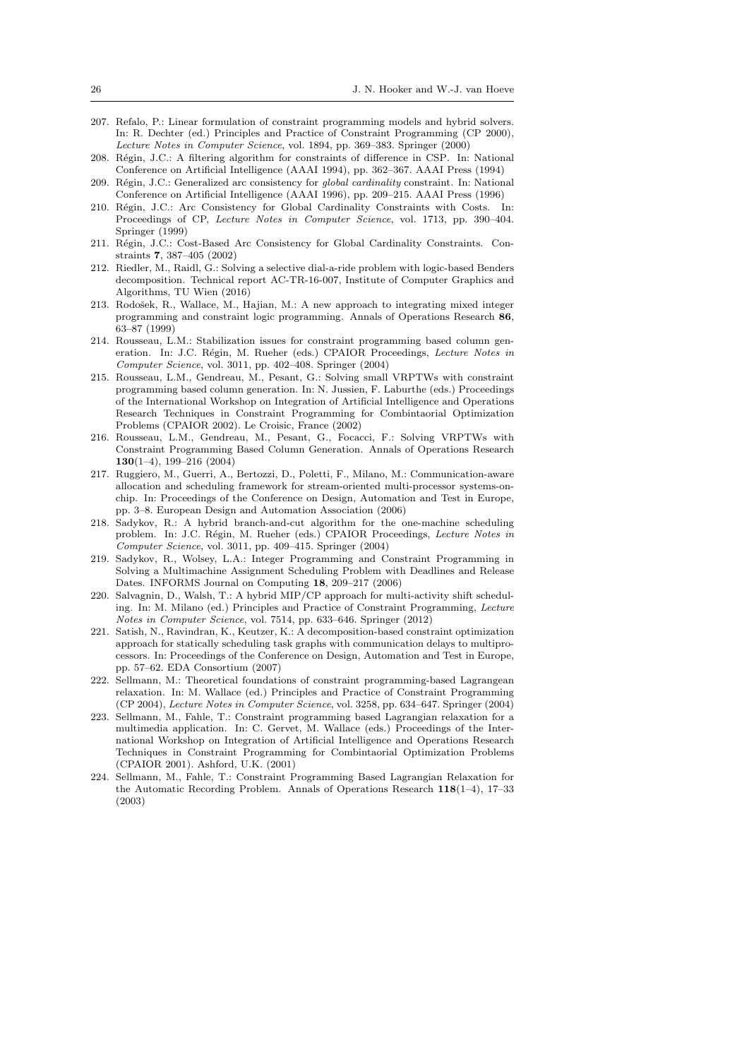207. Refalo, P.: Linear formulation of constraint programming models and hybrid solvers. In: R. Dechter (ed.) Principles and Practice of Constraint Programming (CP 2000), *Lecture Notes in Computer Science*, vol. 1894, pp. 369–383. Springer (2000)
208. Régin, J.C.: A filtering algorithm for constraints of difference in CSP. In: National Conference on Artificial Intelligence (AAAI 1994), pp. 362–367. AAAI Press (1994)
209. Régin, J.C.: Generalized arc consistency for *global cardinality* constraint. In: National Conference on Artificial Intelligence (AAAI 1996), pp. 209–215. AAAI Press (1996)
210. Régin, J.C.: Arc Consistency for Global Cardinality Constraints with Costs. In: Proceedings of CP, *Lecture Notes in Computer Science*, vol. 1713, pp. 390–404. Springer (1999)
211. Régin, J.C.: Cost-Based Arc Consistency for Global Cardinality Constraints. Constraints **7**, 387–405 (2002)
212. Riedler, M., Raidl, G.: Solving a selective dial-a-ride problem with logic-based Benders decomposition. Technical report AC-TR-16-007, Institute of Computer Graphics and Algorithms, TU Wien (2016)
213. Rodošek, R., Wallace, M., Hajian, M.: A new approach to integrating mixed integer programming and constraint logic programming. Annals of Operations Research **86**, 63–87 (1999)
214. Rousseau, L.M.: Stabilization issues for constraint programming based column generation. In: J.C. Régin, M. Rueher (eds.) CPAIOR Proceedings, *Lecture Notes in Computer Science*, vol. 3011, pp. 402–408. Springer (2004)
215. Rousseau, L.M., Gendreau, M., Pesant, G.: Solving small VRPTWs with constraint programming based column generation. In: N. Jussien, F. Laburthe (eds.) Proceedings of the International Workshop on Integration of Artificial Intelligence and Operations Research Techniques in Constraint Programming for Combintaorial Optimization Problems (CPAIOR 2002). Le Croisic, France (2002)
216. Rousseau, L.M., Gendreau, M., Pesant, G., Focacci, F.: Solving VRPTWs with Constraint Programming Based Column Generation. Annals of Operations Research **130**(1–4), 199–216 (2004)
217. Ruggiero, M., Guerri, A., Bertozzi, D., Poletti, F., Milano, M.: Communication-aware allocation and scheduling framework for stream-oriented multi-processor systems-on-chip. In: Proceedings of the Conference on Design, Automation and Test in Europe, pp. 3–8. European Design and Automation Association (2006)
218. Sadykov, R.: A hybrid branch-and-cut algorithm for the one-machine scheduling problem. In: J.C. Régin, M. Rueher (eds.) CPAIOR Proceedings, *Lecture Notes in Computer Science*, vol. 3011, pp. 409–415. Springer (2004)
219. Sadykov, R., Wolsey, L.A.: Integer Programming and Constraint Programming in Solving a Multimachine Assignment Scheduling Problem with Deadlines and Release Dates. INFORMS Journal on Computing **18**, 209–217 (2006)
220. Salvagnin, D., Walsh, T.: A hybrid MIP/CP approach for multi-activity shift scheduling. In: M. Milano (ed.) Principles and Practice of Constraint Programming, *Lecture Notes in Computer Science*, vol. 7514, pp. 633–646. Springer (2012)
221. Satish, N., Ravindran, K., Keutzer, K.: A decomposition-based constraint optimization approach for statically scheduling task graphs with communication delays to multiprocessors. In: Proceedings of the Conference on Design, Automation and Test in Europe, pp. 57–62. EDA Consortium (2007)
222. Sellmann, M.: Theoretical foundations of constraint programming-based Lagrangean relaxation. In: M. Wallace (ed.) Principles and Practice of Constraint Programming (CP 2004), *Lecture Notes in Computer Science*, vol. 3258, pp. 634–647. Springer (2004)
223. Sellmann, M., Fahle, T.: Constraint programming based Lagrangian relaxation for a multimedia application. In: C. Gervet, M. Wallace (eds.) Proceedings of the International Workshop on Integration of Artificial Intelligence and Operations Research Techniques in Constraint Programming for Combintaorial Optimization Problems (CPAIOR 2001). Ashford, U.K. (2001)
224. Sellmann, M., Fahle, T.: Constraint Programming Based Lagrangian Relaxation for the Automatic Recording Problem. Annals of Operations Research **118**(1–4), 17–33 (2003)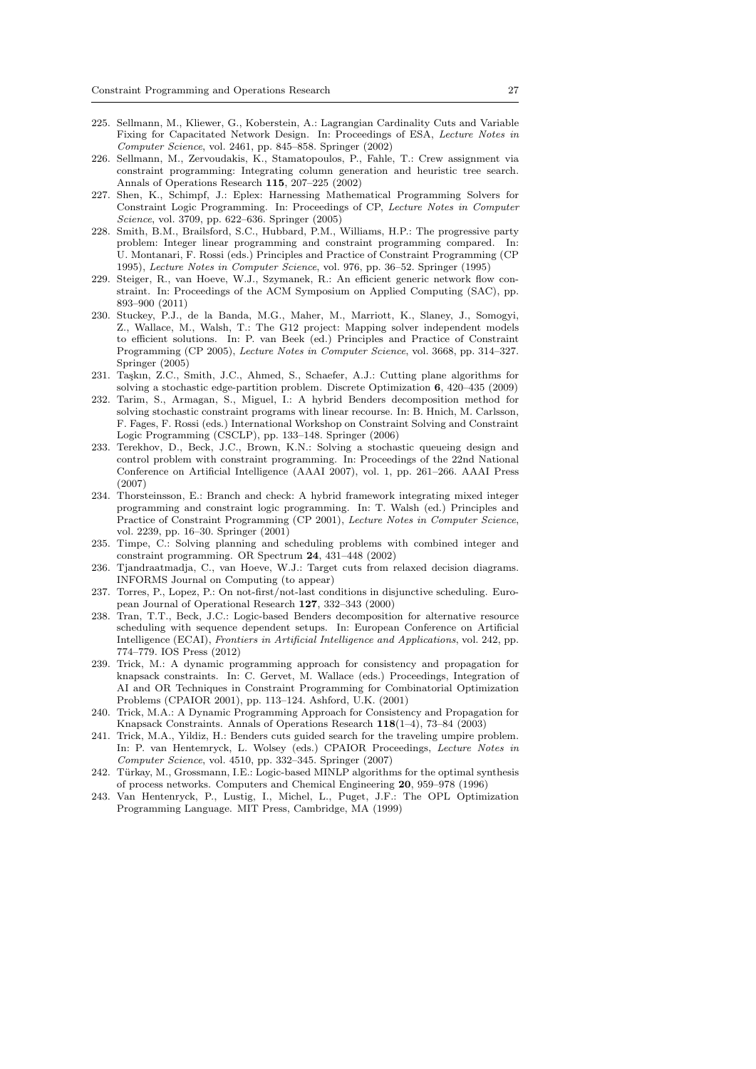225. Sellmann, M., Kliewer, G., Koberstein, A.: Lagrangian Cardinality Cuts and Variable Fixing for Capacitated Network Design. In: Proceedings of ESA, *Lecture Notes in Computer Science*, vol. 2461, pp. 845–858. Springer (2002)
226. Sellmann, M., Zervoudakis, K., Stamatopoulos, P., Fahle, T.: Crew assignment via constraint programming: Integrating column generation and heuristic tree search. Annals of Operations Research **115**, 207–225 (2002)
227. Shen, K., Schimpf, J.: Eplex: Harnessing Mathematical Programming Solvers for Constraint Logic Programming. In: Proceedings of CP, *Lecture Notes in Computer Science*, vol. 3709, pp. 622–636. Springer (2005)
228. Smith, B.M., Brailsford, S.C., Hubbard, P.M., Williams, H.P.: The progressive party problem: Integer linear programming and constraint programming compared. In: U. Montanari, F. Rossi (eds.) Principles and Practice of Constraint Programming (CP 1995), *Lecture Notes in Computer Science*, vol. 976, pp. 36–52. Springer (1995)
229. Steiger, R., van Hoeve, W.J., Szymanek, R.: An efficient generic network flow constraint. In: Proceedings of the ACM Symposium on Applied Computing (SAC), pp. 893–900 (2011)
230. Stuckey, P.J., de la Banda, M.G., Maher, M., Marriott, K., Slaney, J., Somogyi, Z., Wallace, M., Walsh, T.: The G12 project: Mapping solver independent models to efficient solutions. In: P. van Beek (ed.) Principles and Practice of Constraint Programming (CP 2005), *Lecture Notes in Computer Science*, vol. 3668, pp. 314–327. Springer (2005)
231. Taşkın, Z.C., Smith, J.C., Ahmed, S., Schaefer, A.J.: Cutting plane algorithms for solving a stochastic edge-partition problem. Discrete Optimization **6**, 420–435 (2009)
232. Tarim, S., Armagan, S., Miguel, I.: A hybrid Benders decomposition method for solving stochastic constraint programs with linear recourse. In: B. Hnich, M. Carlsson, F. Fages, F. Rossi (eds.) International Workshop on Constraint Solving and Constraint Logic Programming (CSCLP), pp. 133–148. Springer (2006)
233. Terekhov, D., Beck, J.C., Brown, K.N.: Solving a stochastic queueing design and control problem with constraint programming. In: Proceedings of the 22nd National Conference on Artificial Intelligence (AAAI 2007), vol. 1, pp. 261–266. AAAI Press (2007)
234. Thorsteinsson, E.: Branch and check: A hybrid framework integrating mixed integer programming and constraint logic programming. In: T. Walsh (ed.) Principles and Practice of Constraint Programming (CP 2001), *Lecture Notes in Computer Science*, vol. 2239, pp. 16–30. Springer (2001)
235. Timpe, C.: Solving planning and scheduling problems with combined integer and constraint programming. OR Spectrum **24**, 431–448 (2002)
236. Tjandraatmadja, C., van Hoeve, W.J.: Target cuts from relaxed decision diagrams. INFORMS Journal on Computing (to appear)
237. Torres, P., Lopez, P.: On not-first/not-last conditions in disjunctive scheduling. European Journal of Operational Research **127**, 332–343 (2000)
238. Tran, T.T., Beck, J.C.: Logic-based Benders decomposition for alternative resource scheduling with sequence dependent setups. In: European Conference on Artificial Intelligence (ECAI), *Frontiers in Artificial Intelligence and Applications*, vol. 242, pp. 774–779. IOS Press (2012)
239. Trick, M.: A dynamic programming approach for consistency and propagation for knapsack constraints. In: C. Gervet, M. Wallace (eds.) Proceedings, Integration of AI and OR Techniques in Constraint Programming for Combinatorial Optimization Problems (CPAIOR 2001), pp. 113–124. Ashford, U.K. (2001)
240. Trick, M.A.: A Dynamic Programming Approach for Consistency and Propagation for Knapsack Constraints. Annals of Operations Research **118**(1–4), 73–84 (2003)
241. Trick, M.A., Yildiz, H.: Benders cuts guided search for the traveling umpire problem. In: P. van Hentemryck, L. Wolsey (eds.) CPAIOR Proceedings, *Lecture Notes in Computer Science*, vol. 4510, pp. 332–345. Springer (2007)
242. Türkay, M., Grossmann, I.E.: Logic-based MINLP algorithms for the optimal synthesis of process networks. Computers and Chemical Engineering **20**, 959–978 (1996)
243. Van Hentenryck, P., Lustig, I., Michel, L., Puget, J.F.: The OPL Optimization Programming Language. MIT Press, Cambridge, MA (1999)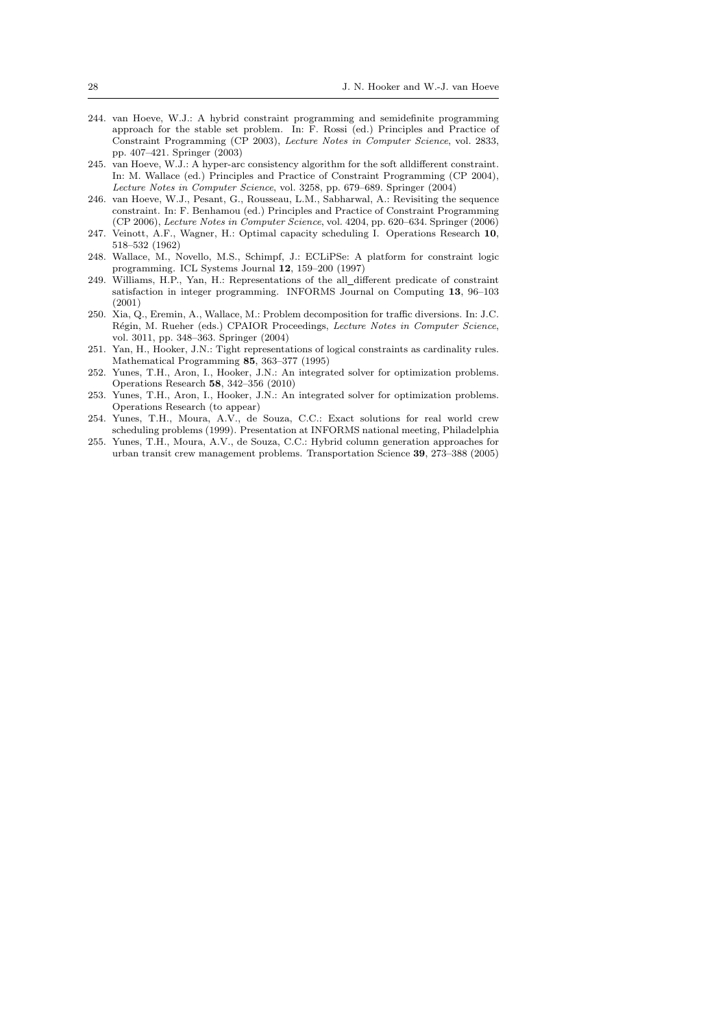244. van Hoeve, W.J.: A hybrid constraint programming and semidefinite programming approach for the stable set problem. In: F. Rossi (ed.) Principles and Practice of Constraint Programming (CP 2003), *Lecture Notes in Computer Science*, vol. 2833, pp. 407–421. Springer (2003)
245. van Hoeve, W.J.: A hyper-arc consistency algorithm for the soft alldifferent constraint. In: M. Wallace (ed.) Principles and Practice of Constraint Programming (CP 2004), *Lecture Notes in Computer Science*, vol. 3258, pp. 679–689. Springer (2004)
246. van Hoeve, W.J., Pesant, G., Rousseau, L.M., Sabharwal, A.: Revisiting the sequence constraint. In: F. Benhamou (ed.) Principles and Practice of Constraint Programming (CP 2006), *Lecture Notes in Computer Science*, vol. 4204, pp. 620–634. Springer (2006)
247. Veinott, A.F., Wagner, H.: Optimal capacity scheduling I. Operations Research **10**, 518–532 (1962)
248. Wallace, M., Novello, M.S., Schimpf, J.: ECLiPSe: A platform for constraint logic programming. ICL Systems Journal **12**, 159–200 (1997)
249. Williams, H.P., Yan, H.: Representations of the all_different predicate of constraint satisfaction in integer programming. INFORMS Journal on Computing **13**, 96–103 (2001)
250. Xia, Q., Eremin, A., Wallace, M.: Problem decomposition for traffic diversions. In: J.C. Régin, M. Rueher (eds.) CPAIOR Proceedings, *Lecture Notes in Computer Science*, vol. 3011, pp. 348–363. Springer (2004)
251. Yan, H., Hooker, J.N.: Tight representations of logical constraints as cardinality rules. Mathematical Programming **85**, 363–377 (1995)
252. Yunes, T.H., Aron, I., Hooker, J.N.: An integrated solver for optimization problems. Operations Research **58**, 342–356 (2010)
253. Yunes, T.H., Aron, I., Hooker, J.N.: An integrated solver for optimization problems. Operations Research (to appear)
254. Yunes, T.H., Moura, A.V., de Souza, C.C.: Exact solutions for real world crew scheduling problems (1999). Presentation at INFORMS national meeting, Philadelphia
255. Yunes, T.H., Moura, A.V., de Souza, C.C.: Hybrid column generation approaches for urban transit crew management problems. Transportation Science **39**, 273–388 (2005)